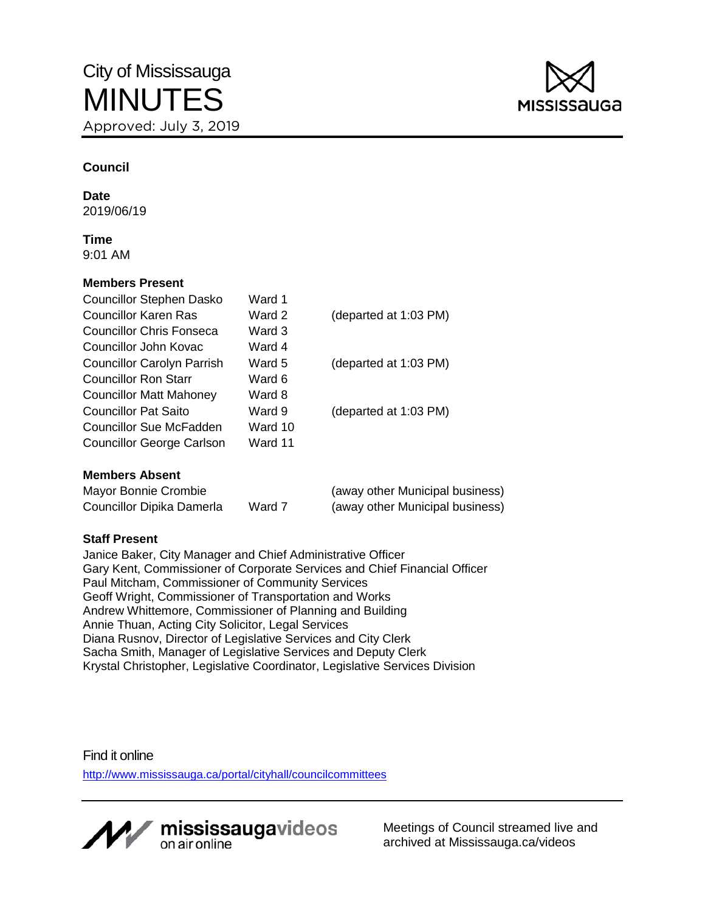# City of Mississauga
# MINUTES

Approved: July 3, 2019

MISSISSAUGA

## Council

**Date**
2019/06/19

**Time**
9:01 AM

**Members Present**

| | | |
|---|---|---|
| Councillor Stephen Dasko | Ward 1 | |
| Councillor Karen Ras | Ward 2 | (departed at 1:03 PM) |
| Councillor Chris Fonseca | Ward 3 | |
| Councillor John Kovac | Ward 4 | |
| Councillor Carolyn Parrish | Ward 5 | (departed at 1:03 PM) |
| Councillor Ron Starr | Ward 6 | |
| Councillor Matt Mahoney | Ward 8 | |
| Councillor Pat Saito | Ward 9 | (departed at 1:03 PM) |
| Councillor Sue McFadden | Ward 10 | |
| Councillor George Carlson | Ward 11 | |

**Members Absent**

| | | |
|---|---|---|
| Mayor Bonnie Crombie | | (away other Municipal business) |
| Councillor Dipika Damerla | Ward 7 | (away other Municipal business) |

**Staff Present**

Janice Baker, City Manager and Chief Administrative Officer
Gary Kent, Commissioner of Corporate Services and Chief Financial Officer
Paul Mitcham, Commissioner of Community Services
Geoff Wright, Commissioner of Transportation and Works
Andrew Whittemore, Commissioner of Planning and Building
Annie Thuan, Acting City Solicitor, Legal Services
Diana Rusnov, Director of Legislative Services and City Clerk
Sacha Smith, Manager of Legislative Services and Deputy Clerk
Krystal Christopher, Legislative Coordinator, Legislative Services Division

Find it online
http://www.mississauga.ca/portal/cityhall/councilcommittees

mississaugavideos on air online

Meetings of Council streamed live and archived at Mississauga.ca/videos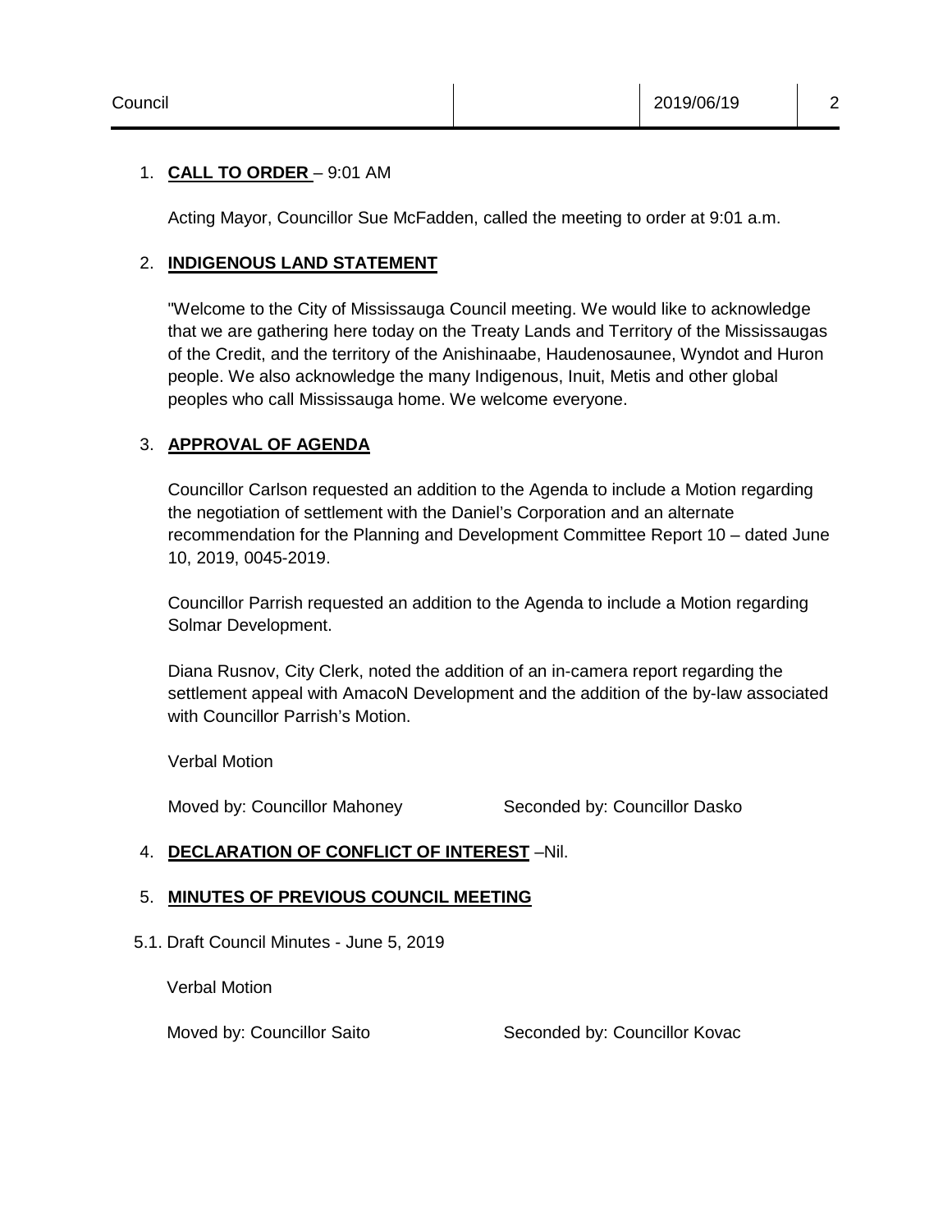1. **CALL TO ORDER** – 9:01 AM

   Acting Mayor, Councillor Sue McFadden, called the meeting to order at 9:01 a.m.

2. **INDIGENOUS LAND STATEMENT**

   "Welcome to the City of Mississauga Council meeting. We would like to acknowledge that we are gathering here today on the Treaty Lands and Territory of the Mississaugas of the Credit, and the territory of the Anishinaabe, Haudenosaunee, Wyndot and Huron people. We also acknowledge the many Indigenous, Inuit, Metis and other global peoples who call Mississauga home. We welcome everyone.

3. **APPROVAL OF AGENDA**

   Councillor Carlson requested an addition to the Agenda to include a Motion regarding the negotiation of settlement with the Daniel's Corporation and an alternate recommendation for the Planning and Development Committee Report 10 – dated June 10, 2019, 0045-2019.

   Councillor Parrish requested an addition to the Agenda to include a Motion regarding Solmar Development.

   Diana Rusnov, City Clerk, noted the addition of an in-camera report regarding the settlement appeal with AmacoN Development and the addition of the by-law associated with Councillor Parrish's Motion.

   Verbal Motion

   Moved by: Councillor Mahoney Seconded by: Councillor Dasko

4. **DECLARATION OF CONFLICT OF INTEREST** –Nil.

5. **MINUTES OF PREVIOUS COUNCIL MEETING**

5.1. Draft Council Minutes - June 5, 2019

   Verbal Motion

   Moved by: Councillor Saito Seconded by: Councillor Kovac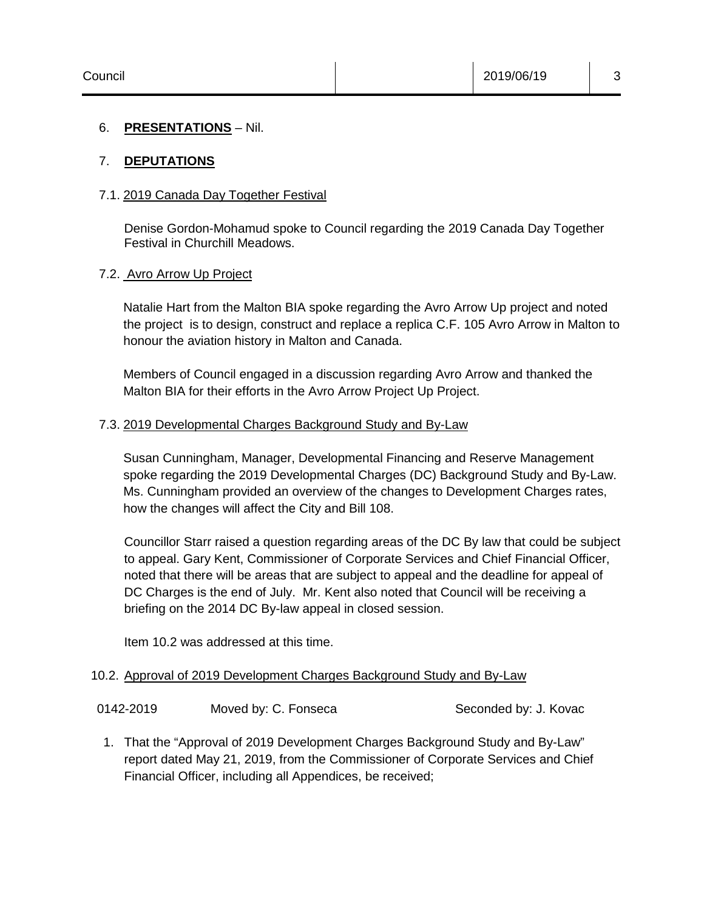6. **PRESENTATIONS** – Nil.

7. **DEPUTATIONS**

7.1. 2019 Canada Day Together Festival

Denise Gordon-Mohamud spoke to Council regarding the 2019 Canada Day Together Festival in Churchill Meadows.

7.2. Avro Arrow Up Project

Natalie Hart from the Malton BIA spoke regarding the Avro Arrow Up project and noted the project is to design, construct and replace a replica C.F. 105 Avro Arrow in Malton to honour the aviation history in Malton and Canada.

Members of Council engaged in a discussion regarding Avro Arrow and thanked the Malton BIA for their efforts in the Avro Arrow Project Up Project.

7.3. 2019 Developmental Charges Background Study and By-Law

Susan Cunningham, Manager, Developmental Financing and Reserve Management spoke regarding the 2019 Developmental Charges (DC) Background Study and By-Law. Ms. Cunningham provided an overview of the changes to Development Charges rates, how the changes will affect the City and Bill 108.

Councillor Starr raised a question regarding areas of the DC By law that could be subject to appeal. Gary Kent, Commissioner of Corporate Services and Chief Financial Officer, noted that there will be areas that are subject to appeal and the deadline for appeal of DC Charges is the end of July. Mr. Kent also noted that Council will be receiving a briefing on the 2014 DC By-law appeal in closed session.

Item 10.2 was addressed at this time.

10.2. Approval of 2019 Development Charges Background Study and By-Law

0142-2019 Moved by: C. Fonseca Seconded by: J. Kovac

1. That the "Approval of 2019 Development Charges Background Study and By-Law" report dated May 21, 2019, from the Commissioner of Corporate Services and Chief Financial Officer, including all Appendices, be received;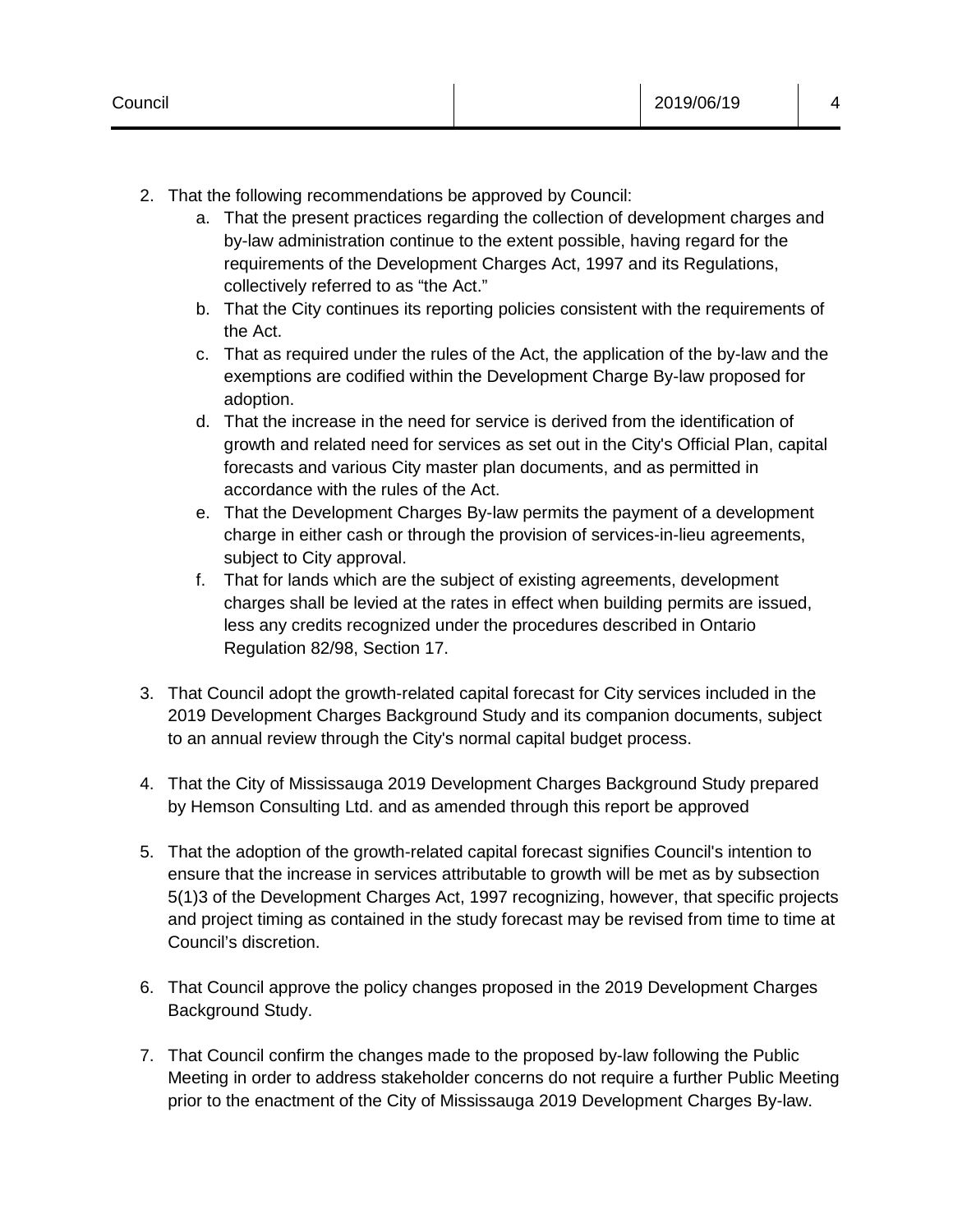2. That the following recommendations be approved by Council:
    a. That the present practices regarding the collection of development charges and by-law administration continue to the extent possible, having regard for the requirements of the Development Charges Act, 1997 and its Regulations, collectively referred to as "the Act."
    b. That the City continues its reporting policies consistent with the requirements of the Act.
    c. That as required under the rules of the Act, the application of the by-law and the exemptions are codified within the Development Charge By-law proposed for adoption.
    d. That the increase in the need for service is derived from the identification of growth and related need for services as set out in the City's Official Plan, capital forecasts and various City master plan documents, and as permitted in accordance with the rules of the Act.
    e. That the Development Charges By-law permits the payment of a development charge in either cash or through the provision of services-in-lieu agreements, subject to City approval.
    f. That for lands which are the subject of existing agreements, development charges shall be levied at the rates in effect when building permits are issued, less any credits recognized under the procedures described in Ontario Regulation 82/98, Section 17.

3. That Council adopt the growth-related capital forecast for City services included in the 2019 Development Charges Background Study and its companion documents, subject to an annual review through the City's normal capital budget process.

4. That the City of Mississauga 2019 Development Charges Background Study prepared by Hemson Consulting Ltd. and as amended through this report be approved

5. That the adoption of the growth-related capital forecast signifies Council's intention to ensure that the increase in services attributable to growth will be met as by subsection 5(1)3 of the Development Charges Act, 1997 recognizing, however, that specific projects and project timing as contained in the study forecast may be revised from time to time at Council's discretion.

6. That Council approve the policy changes proposed in the 2019 Development Charges Background Study.

7. That Council confirm the changes made to the proposed by-law following the Public Meeting in order to address stakeholder concerns do not require a further Public Meeting prior to the enactment of the City of Mississauga 2019 Development Charges By-law.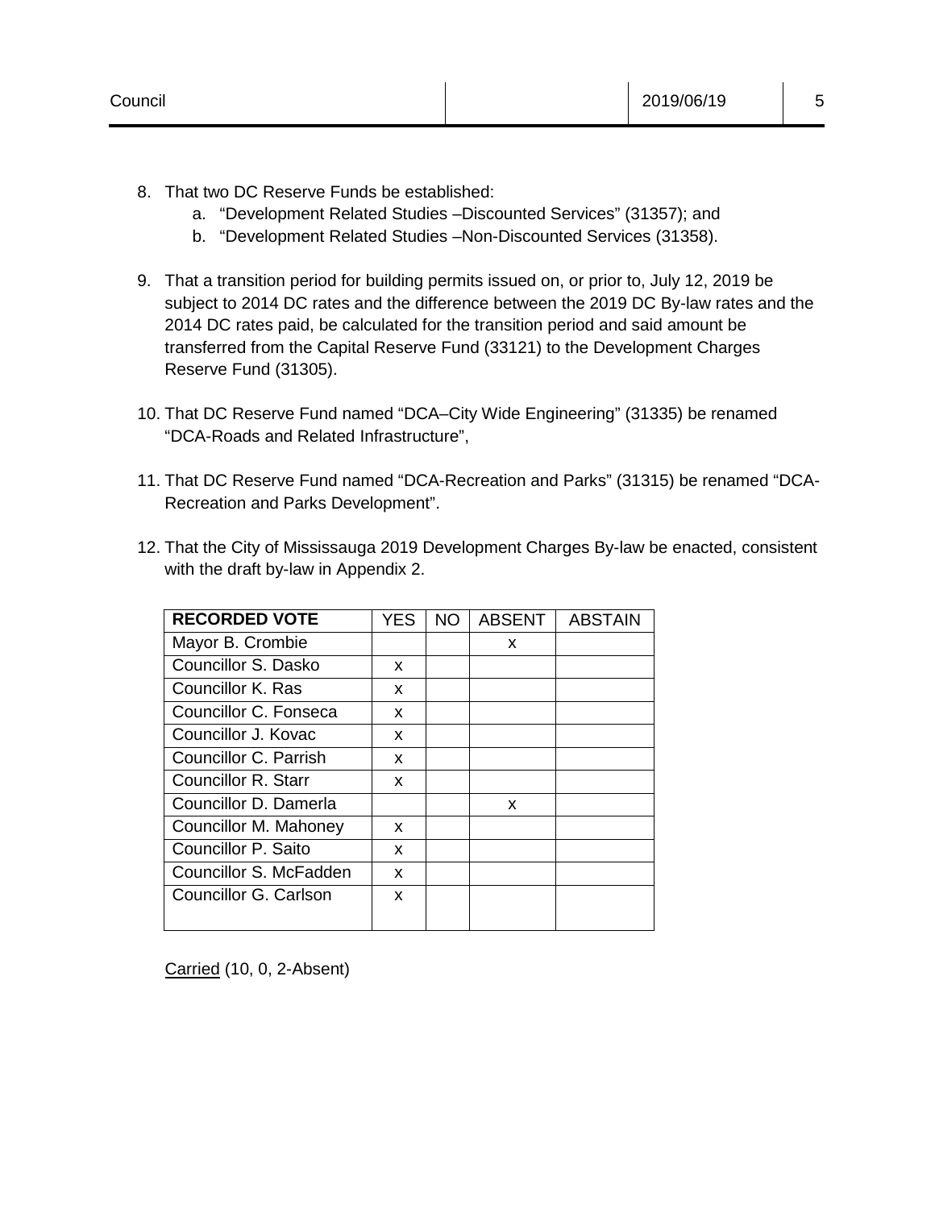8. That two DC Reserve Funds be established:
    a. “Development Related Studies –Discounted Services” (31357); and
    b. “Development Related Studies –Non-Discounted Services (31358).

9. That a transition period for building permits issued on, or prior to, July 12, 2019 be subject to 2014 DC rates and the difference between the 2019 DC By-law rates and the 2014 DC rates paid, be calculated for the transition period and said amount be transferred from the Capital Reserve Fund (33121) to the Development Charges Reserve Fund (31305).

10. That DC Reserve Fund named “DCA–City Wide Engineering” (31335) be renamed “DCA-Roads and Related Infrastructure”,

11. That DC Reserve Fund named “DCA-Recreation and Parks” (31315) be renamed “DCA-Recreation and Parks Development”.

12. That the City of Mississauga 2019 Development Charges By-law be enacted, consistent with the draft by-law in Appendix 2.

| **RECORDED VOTE** | YES | NO | ABSENT | ABSTAIN |
|---|---|---|---|---|
| Mayor B. Crombie | | | x | |
| Councillor S. Dasko | x | | | |
| Councillor K. Ras | x | | | |
| Councillor C. Fonseca | x | | | |
| Councillor J. Kovac | x | | | |
| Councillor C. Parrish | x | | | |
| Councillor R. Starr | x | | | |
| Councillor D. Damerla | | | x | |
| Councillor M. Mahoney | x | | | |
| Councillor P. Saito | x | | | |
| Councillor S. McFadden | x | | | |
| Councillor G. Carlson | x | | | |

Carried (10, 0, 2-Absent)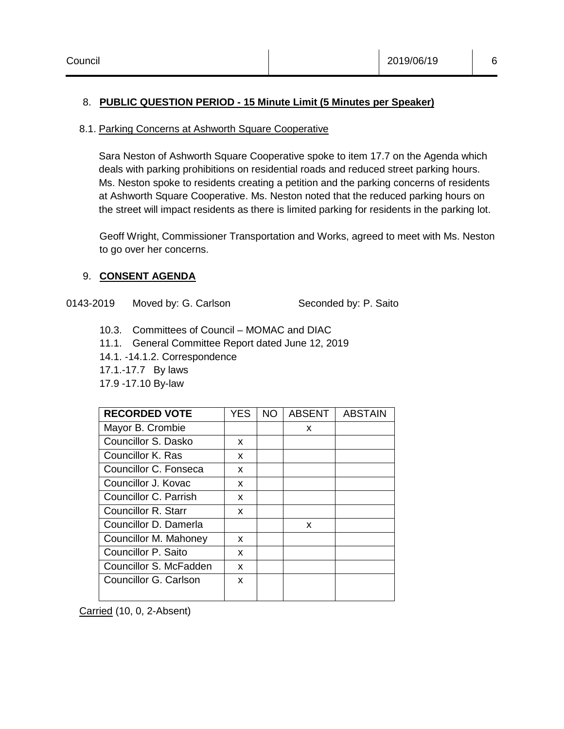## 8. **PUBLIC QUESTION PERIOD - 15 Minute Limit (5 Minutes per Speaker)**

### 8.1. Parking Concerns at Ashworth Square Cooperative

Sara Neston of Ashworth Square Cooperative spoke to item 17.7 on the Agenda which deals with parking prohibitions on residential roads and reduced street parking hours. Ms. Neston spoke to residents creating a petition and the parking concerns of residents at Ashworth Square Cooperative. Ms. Neston noted that the reduced parking hours on the street will impact residents as there is limited parking for residents in the parking lot.

Geoff Wright, Commissioner Transportation and Works, agreed to meet with Ms. Neston to go over her concerns.

## 9. **CONSENT AGENDA**

0143-2019 Moved by: G. Carlson Seconded by: P. Saito

- 10.3. Committees of Council – MOMAC and DIAC
- 11.1. General Committee Report dated June 12, 2019
- 14.1. -14.1.2. Correspondence
- 17.1.-17.7 By laws
- 17.9 -17.10 By-law

| RECORDED VOTE | YES | NO | ABSENT | ABSTAIN |
| --- | --- | --- | --- | --- |
| Mayor B. Crombie | | | x | |
| Councillor S. Dasko | x | | | |
| Councillor K. Ras | x | | | |
| Councillor C. Fonseca | x | | | |
| Councillor J. Kovac | x | | | |
| Councillor C. Parrish | x | | | |
| Councillor R. Starr | x | | | |
| Councillor D. Damerla | | | x | |
| Councillor M. Mahoney | x | | | |
| Councillor P. Saito | x | | | |
| Councillor S. McFadden | x | | | |
| Councillor G. Carlson | x | | | |

Carried (10, 0, 2-Absent)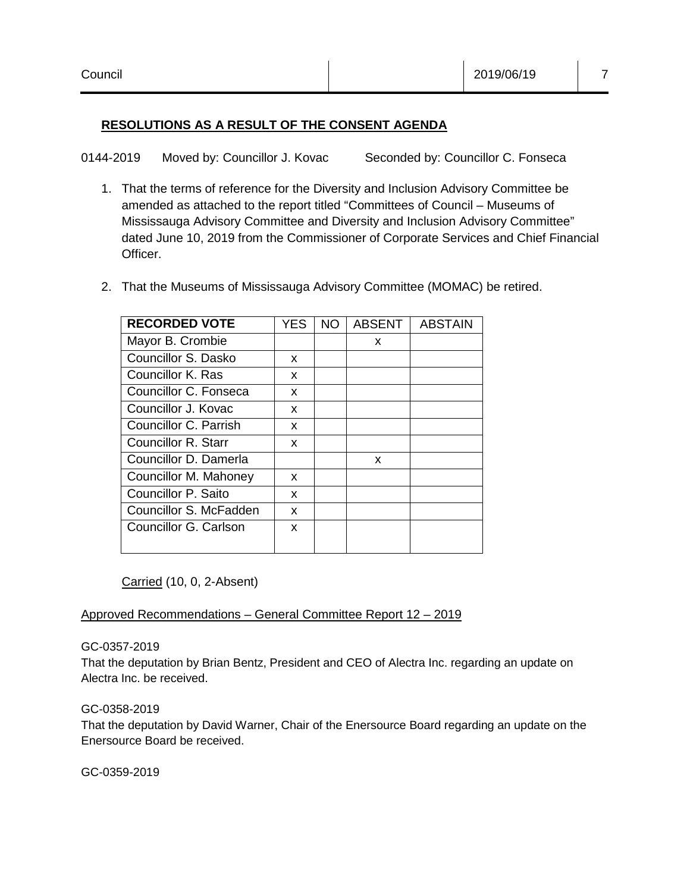## RESOLUTIONS AS A RESULT OF THE CONSENT AGENDA

0144-2019 Moved by: Councillor J. Kovac Seconded by: Councillor C. Fonseca

1. That the terms of reference for the Diversity and Inclusion Advisory Committee be amended as attached to the report titled "Committees of Council – Museums of Mississauga Advisory Committee and Diversity and Inclusion Advisory Committee" dated June 10, 2019 from the Commissioner of Corporate Services and Chief Financial Officer.

2. That the Museums of Mississauga Advisory Committee (MOMAC) be retired.

| RECORDED VOTE | YES | NO | ABSENT | ABSTAIN |
|---|---|---|---|---|
| Mayor B. Crombie | | | x | |
| Councillor S. Dasko | x | | | |
| Councillor K. Ras | x | | | |
| Councillor C. Fonseca | x | | | |
| Councillor J. Kovac | x | | | |
| Councillor C. Parrish | x | | | |
| Councillor R. Starr | x | | | |
| Councillor D. Damerla | | | x | |
| Councillor M. Mahoney | x | | | |
| Councillor P. Saito | x | | | |
| Councillor S. McFadden | x | | | |
| Councillor G. Carlson | x | | | |

Carried (10, 0, 2-Absent)

Approved Recommendations – General Committee Report 12 – 2019

GC-0357-2019
That the deputation by Brian Bentz, President and CEO of Alectra Inc. regarding an update on Alectra Inc. be received.

GC-0358-2019
That the deputation by David Warner, Chair of the Enersource Board regarding an update on the Enersource Board be received.

GC-0359-2019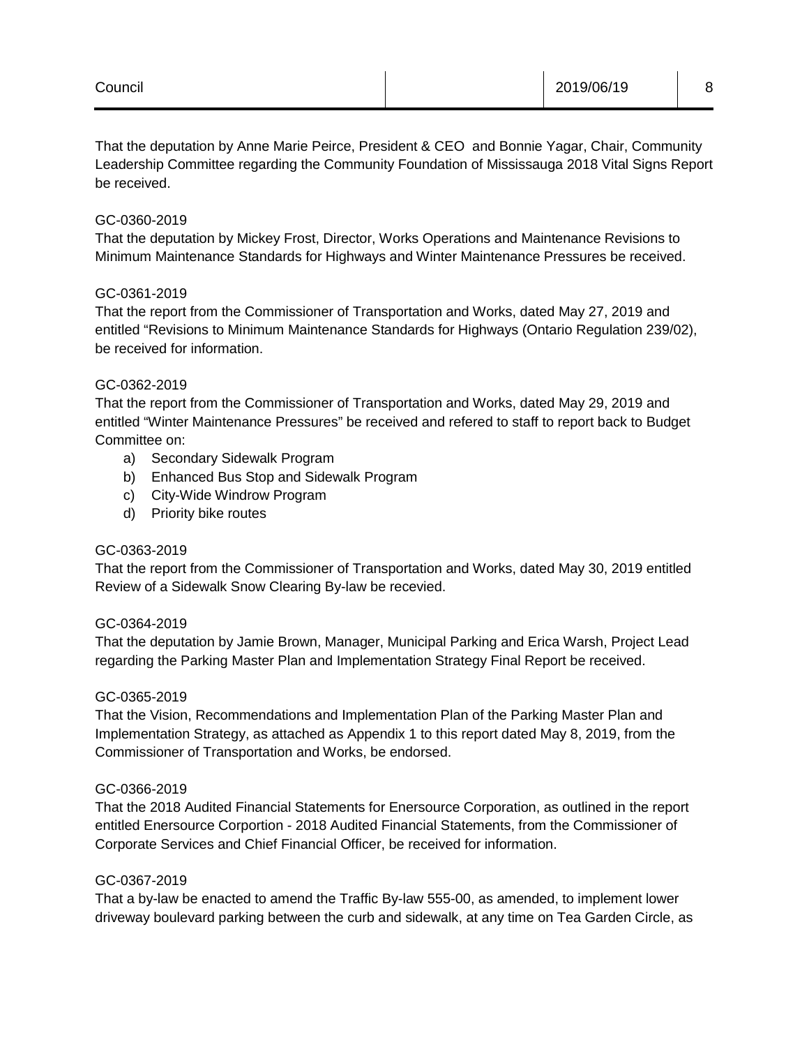That the deputation by Anne Marie Peirce, President & CEO  and Bonnie Yagar, Chair, Community Leadership Committee regarding the Community Foundation of Mississauga 2018 Vital Signs Report be received.

GC-0360-2019
That the deputation by Mickey Frost, Director, Works Operations and Maintenance Revisions to Minimum Maintenance Standards for Highways and Winter Maintenance Pressures be received.

GC-0361-2019
That the report from the Commissioner of Transportation and Works, dated May 27, 2019 and entitled "Revisions to Minimum Maintenance Standards for Highways (Ontario Regulation 239/02), be received for information.

GC-0362-2019
That the report from the Commissioner of Transportation and Works, dated May 29, 2019 and entitled "Winter Maintenance Pressures" be received and refered to staff to report back to Budget Committee on:

a) Secondary Sidewalk Program
b) Enhanced Bus Stop and Sidewalk Program
c) City-Wide Windrow Program
d) Priority bike routes

GC-0363-2019
That the report from the Commissioner of Transportation and Works, dated May 30, 2019 entitled Review of a Sidewalk Snow Clearing By-law be recevied.

GC-0364-2019
That the deputation by Jamie Brown, Manager, Municipal Parking and Erica Warsh, Project Lead regarding the Parking Master Plan and Implementation Strategy Final Report be received.

GC-0365-2019
That the Vision, Recommendations and Implementation Plan of the Parking Master Plan and Implementation Strategy, as attached as Appendix 1 to this report dated May 8, 2019, from the Commissioner of Transportation and Works, be endorsed.

GC-0366-2019
That the 2018 Audited Financial Statements for Enersource Corporation, as outlined in the report entitled Enersource Corportion - 2018 Audited Financial Statements, from the Commissioner of Corporate Services and Chief Financial Officer, be received for information.

GC-0367-2019
That a by-law be enacted to amend the Traffic By-law 555-00, as amended, to implement lower driveway boulevard parking between the curb and sidewalk, at any time on Tea Garden Circle, as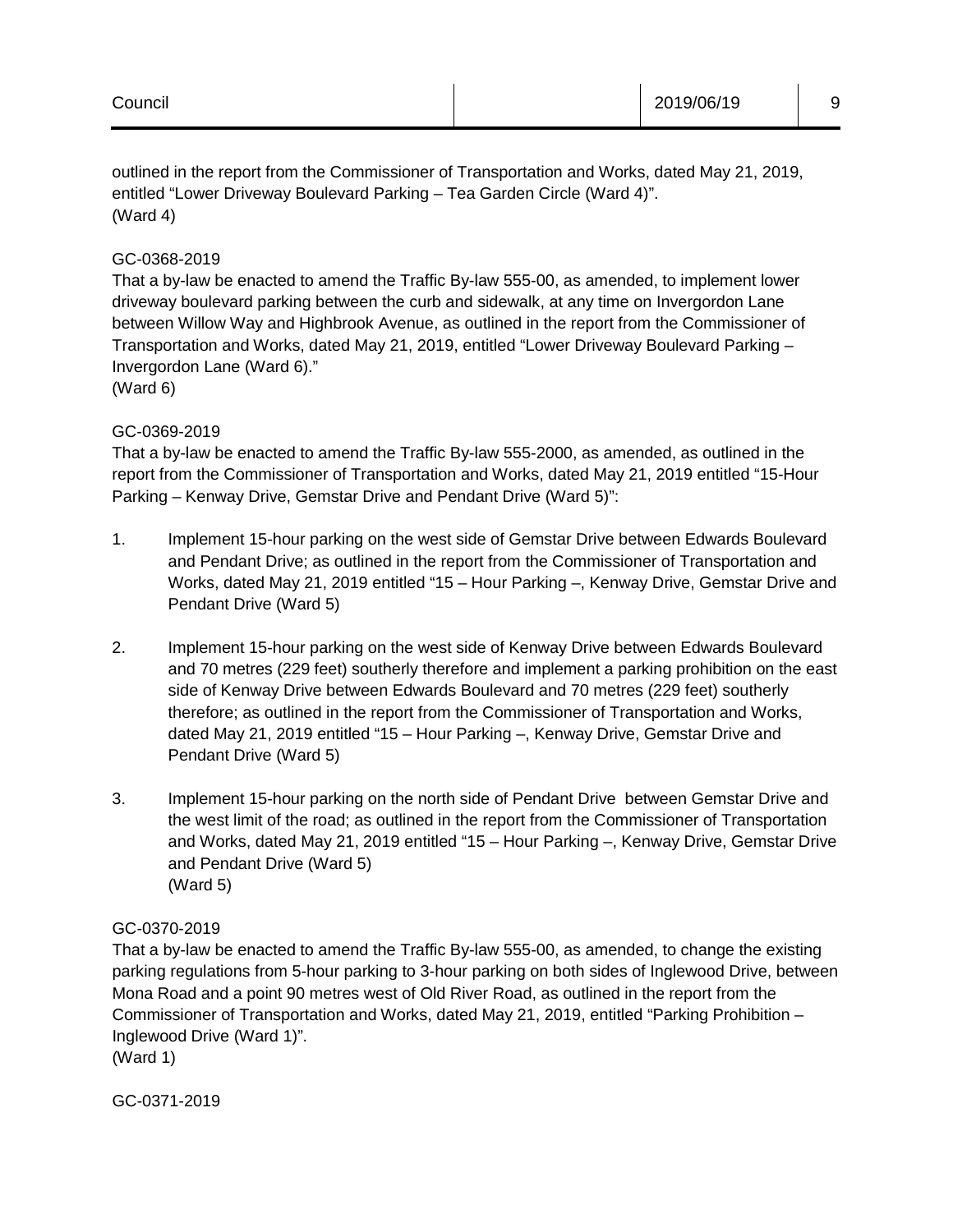outlined in the report from the Commissioner of Transportation and Works, dated May 21, 2019, entitled "Lower Driveway Boulevard Parking – Tea Garden Circle (Ward 4)".
(Ward 4)

GC-0368-2019
That a by-law be enacted to amend the Traffic By-law 555-00, as amended, to implement lower driveway boulevard parking between the curb and sidewalk, at any time on Invergordon Lane between Willow Way and Highbrook Avenue, as outlined in the report from the Commissioner of Transportation and Works, dated May 21, 2019, entitled "Lower Driveway Boulevard Parking – Invergordon Lane (Ward 6)."
(Ward 6)

GC-0369-2019
That a by-law be enacted to amend the Traffic By-law 555-2000, as amended, as outlined in the report from the Commissioner of Transportation and Works, dated May 21, 2019 entitled "15-Hour Parking – Kenway Drive, Gemstar Drive and Pendant Drive (Ward 5)":

1. Implement 15-hour parking on the west side of Gemstar Drive between Edwards Boulevard and Pendant Drive; as outlined in the report from the Commissioner of Transportation and Works, dated May 21, 2019 entitled "15 – Hour Parking –, Kenway Drive, Gemstar Drive and Pendant Drive (Ward 5)

2. Implement 15-hour parking on the west side of Kenway Drive between Edwards Boulevard and 70 metres (229 feet) southerly therefore and implement a parking prohibition on the east side of Kenway Drive between Edwards Boulevard and 70 metres (229 feet) southerly therefore; as outlined in the report from the Commissioner of Transportation and Works, dated May 21, 2019 entitled "15 – Hour Parking –, Kenway Drive, Gemstar Drive and Pendant Drive (Ward 5)

3. Implement 15-hour parking on the north side of Pendant Drive between Gemstar Drive and the west limit of the road; as outlined in the report from the Commissioner of Transportation and Works, dated May 21, 2019 entitled "15 – Hour Parking –, Kenway Drive, Gemstar Drive and Pendant Drive (Ward 5)
(Ward 5)

GC-0370-2019
That a by-law be enacted to amend the Traffic By-law 555-00, as amended, to change the existing parking regulations from 5-hour parking to 3-hour parking on both sides of Inglewood Drive, between Mona Road and a point 90 metres west of Old River Road, as outlined in the report from the Commissioner of Transportation and Works, dated May 21, 2019, entitled "Parking Prohibition – Inglewood Drive (Ward 1)".
(Ward 1)

GC-0371-2019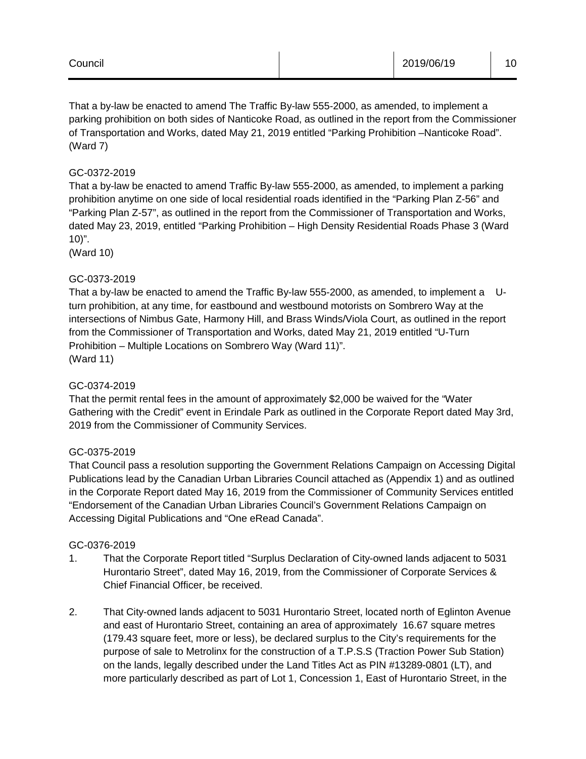That a by-law be enacted to amend The Traffic By-law 555-2000, as amended, to implement a parking prohibition on both sides of Nanticoke Road, as outlined in the report from the Commissioner of Transportation and Works, dated May 21, 2019 entitled "Parking Prohibition –Nanticoke Road". (Ward 7)

GC-0372-2019
That a by-law be enacted to amend Traffic By-law 555-2000, as amended, to implement a parking prohibition anytime on one side of local residential roads identified in the "Parking Plan Z-56" and "Parking Plan Z-57", as outlined in the report from the Commissioner of Transportation and Works, dated May 23, 2019, entitled "Parking Prohibition – High Density Residential Roads Phase 3 (Ward 10)".
(Ward 10)

GC-0373-2019
That a by-law be enacted to amend the Traffic By-law 555-2000, as amended, to implement a U-turn prohibition, at any time, for eastbound and westbound motorists on Sombrero Way at the intersections of Nimbus Gate, Harmony Hill, and Brass Winds/Viola Court, as outlined in the report from the Commissioner of Transportation and Works, dated May 21, 2019 entitled "U-Turn Prohibition – Multiple Locations on Sombrero Way (Ward 11)".
(Ward 11)

GC-0374-2019
That the permit rental fees in the amount of approximately $2,000 be waived for the "Water Gathering with the Credit" event in Erindale Park as outlined in the Corporate Report dated May 3rd, 2019 from the Commissioner of Community Services.

GC-0375-2019
That Council pass a resolution supporting the Government Relations Campaign on Accessing Digital Publications lead by the Canadian Urban Libraries Council attached as (Appendix 1) and as outlined in the Corporate Report dated May 16, 2019 from the Commissioner of Community Services entitled "Endorsement of the Canadian Urban Libraries Council's Government Relations Campaign on Accessing Digital Publications and "One eRead Canada".

GC-0376-2019

1. That the Corporate Report titled "Surplus Declaration of City-owned lands adjacent to 5031 Hurontario Street", dated May 16, 2019, from the Commissioner of Corporate Services & Chief Financial Officer, be received.

2. That City-owned lands adjacent to 5031 Hurontario Street, located north of Eglinton Avenue and east of Hurontario Street, containing an area of approximately 16.67 square metres (179.43 square feet, more or less), be declared surplus to the City's requirements for the purpose of sale to Metrolinx for the construction of a T.P.S.S (Traction Power Sub Station) on the lands, legally described under the Land Titles Act as PIN #13289-0801 (LT), and more particularly described as part of Lot 1, Concession 1, East of Hurontario Street, in the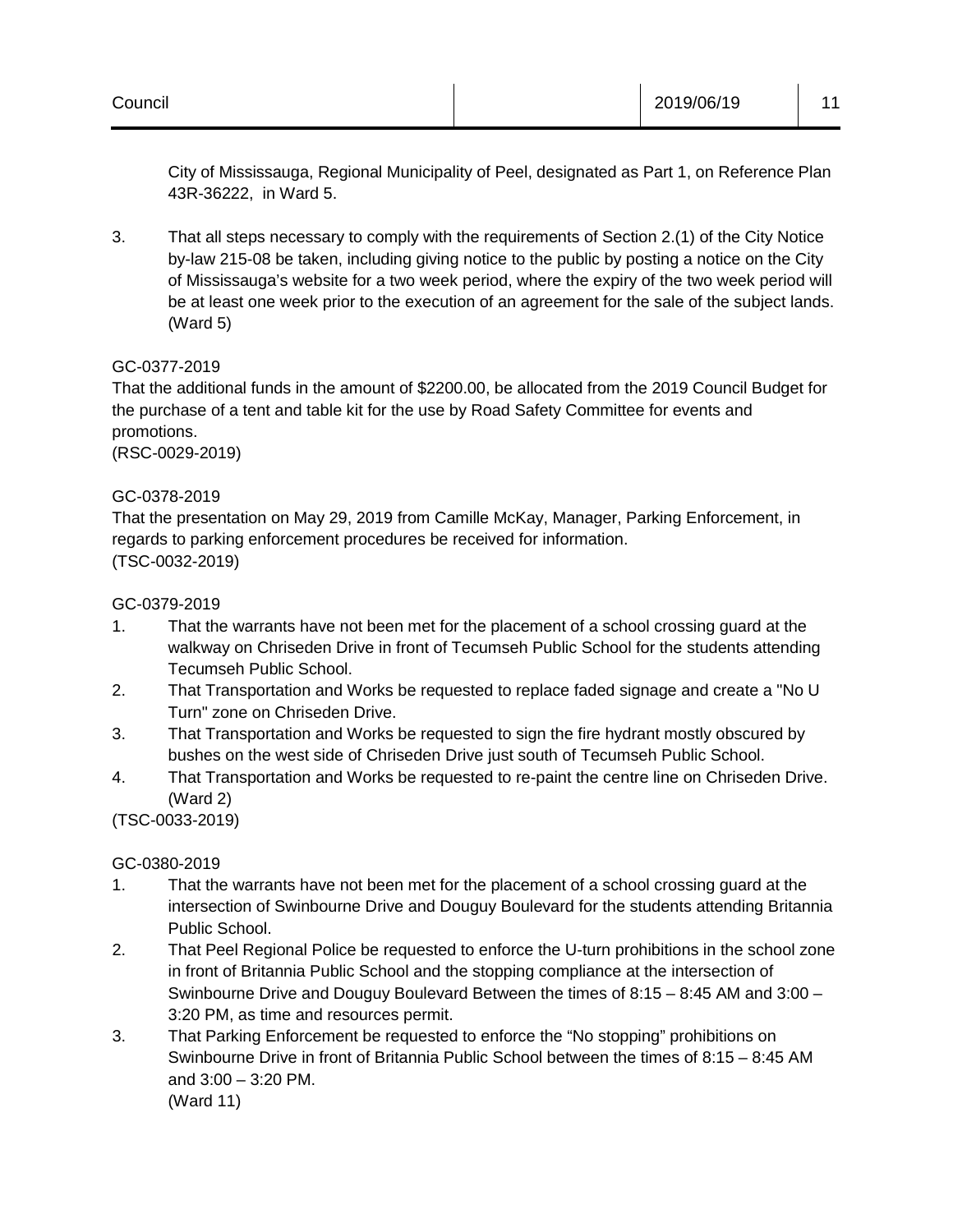City of Mississauga, Regional Municipality of Peel, designated as Part 1, on Reference Plan 43R-36222, in Ward 5.

3. That all steps necessary to comply with the requirements of Section 2.(1) of the City Notice by-law 215-08 be taken, including giving notice to the public by posting a notice on the City of Mississauga's website for a two week period, where the expiry of the two week period will be at least one week prior to the execution of an agreement for the sale of the subject lands. (Ward 5)

GC-0377-2019
That the additional funds in the amount of $2200.00, be allocated from the 2019 Council Budget for the purchase of a tent and table kit for the use by Road Safety Committee for events and promotions.
(RSC-0029-2019)

GC-0378-2019
That the presentation on May 29, 2019 from Camille McKay, Manager, Parking Enforcement, in regards to parking enforcement procedures be received for information.
(TSC-0032-2019)

GC-0379-2019

1. That the warrants have not been met for the placement of a school crossing guard at the walkway on Chriseden Drive in front of Tecumseh Public School for the students attending Tecumseh Public School.
2. That Transportation and Works be requested to replace faded signage and create a "No U Turn" zone on Chriseden Drive.
3. That Transportation and Works be requested to sign the fire hydrant mostly obscured by bushes on the west side of Chriseden Drive just south of Tecumseh Public School.
4. That Transportation and Works be requested to re-paint the centre line on Chriseden Drive. (Ward 2)

(TSC-0033-2019)

GC-0380-2019

1. That the warrants have not been met for the placement of a school crossing guard at the intersection of Swinbourne Drive and Douguy Boulevard for the students attending Britannia Public School.
2. That Peel Regional Police be requested to enforce the U-turn prohibitions in the school zone in front of Britannia Public School and the stopping compliance at the intersection of Swinbourne Drive and Douguy Boulevard Between the times of 8:15 – 8:45 AM and 3:00 – 3:20 PM, as time and resources permit.
3. That Parking Enforcement be requested to enforce the "No stopping" prohibitions on Swinbourne Drive in front of Britannia Public School between the times of 8:15 – 8:45 AM and 3:00 – 3:20 PM.
(Ward 11)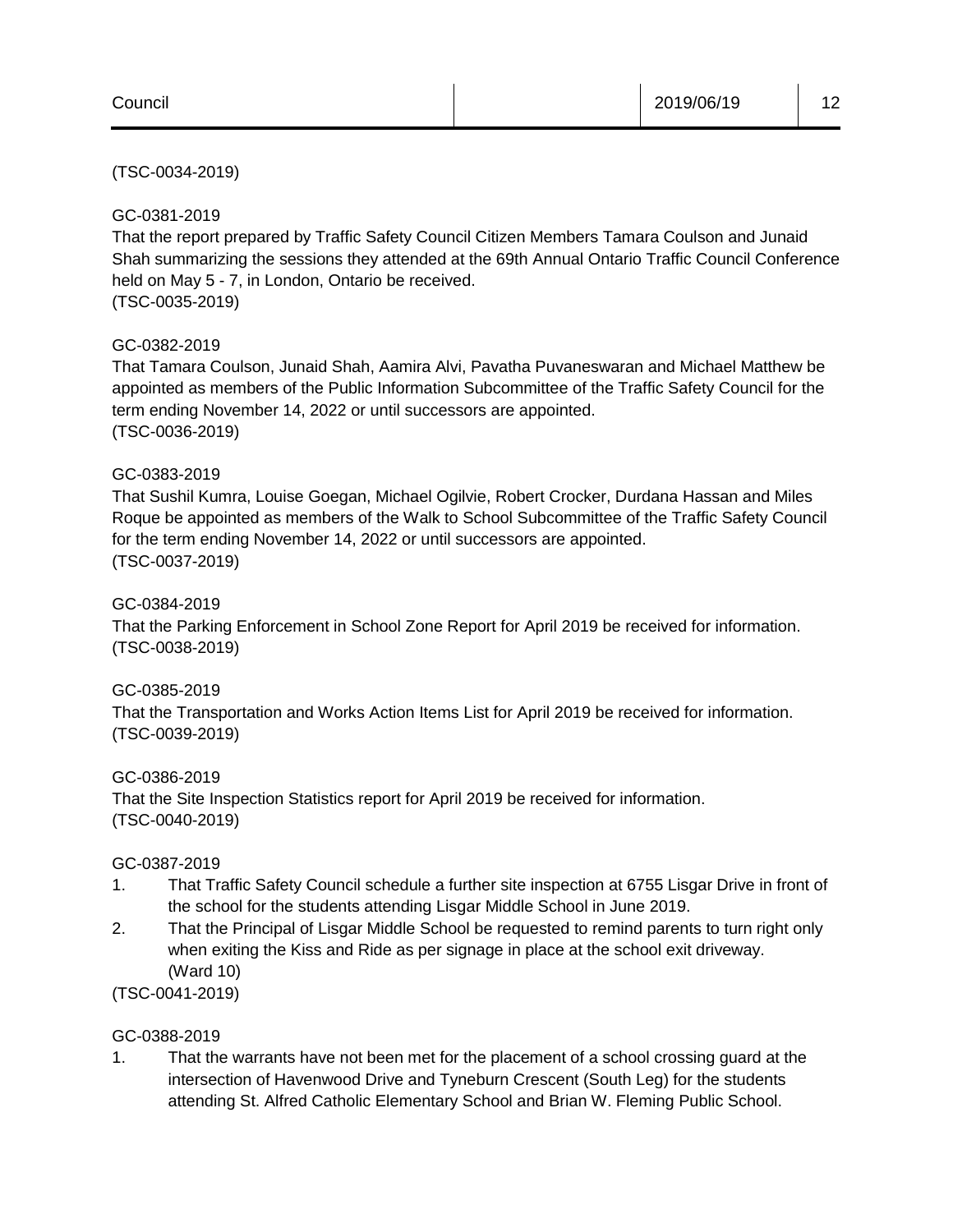(TSC-0034-2019)

GC-0381-2019
That the report prepared by Traffic Safety Council Citizen Members Tamara Coulson and Junaid Shah summarizing the sessions they attended at the 69th Annual Ontario Traffic Council Conference held on May 5 - 7, in London, Ontario be received.
(TSC-0035-2019)

GC-0382-2019
That Tamara Coulson, Junaid Shah, Aamira Alvi, Pavatha Puvaneswaran and Michael Matthew be appointed as members of the Public Information Subcommittee of the Traffic Safety Council for the term ending November 14, 2022 or until successors are appointed.
(TSC-0036-2019)

GC-0383-2019
That Sushil Kumra, Louise Goegan, Michael Ogilvie, Robert Crocker, Durdana Hassan and Miles Roque be appointed as members of the Walk to School Subcommittee of the Traffic Safety Council for the term ending November 14, 2022 or until successors are appointed.
(TSC-0037-2019)

GC-0384-2019
That the Parking Enforcement in School Zone Report for April 2019 be received for information.
(TSC-0038-2019)

GC-0385-2019
That the Transportation and Works Action Items List for April 2019 be received for information.
(TSC-0039-2019)

GC-0386-2019
That the Site Inspection Statistics report for April 2019 be received for information.
(TSC-0040-2019)

GC-0387-2019

1. That Traffic Safety Council schedule a further site inspection at 6755 Lisgar Drive in front of the school for the students attending Lisgar Middle School in June 2019.
2. That the Principal of Lisgar Middle School be requested to remind parents to turn right only when exiting the Kiss and Ride as per signage in place at the school exit driveway. (Ward 10)

(TSC-0041-2019)

GC-0388-2019

1. That the warrants have not been met for the placement of a school crossing guard at the intersection of Havenwood Drive and Tyneburn Crescent (South Leg) for the students attending St. Alfred Catholic Elementary School and Brian W. Fleming Public School.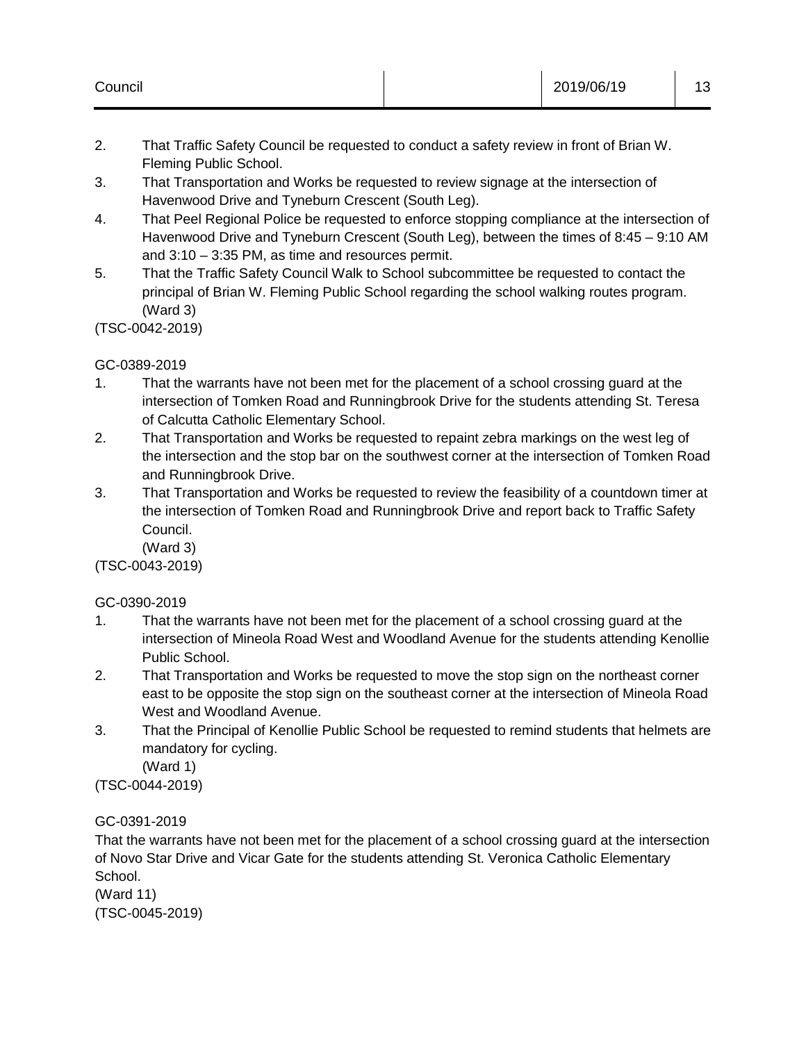2. That Traffic Safety Council be requested to conduct a safety review in front of Brian W. Fleming Public School.
3. That Transportation and Works be requested to review signage at the intersection of Havenwood Drive and Tyneburn Crescent (South Leg).
4. That Peel Regional Police be requested to enforce stopping compliance at the intersection of Havenwood Drive and Tyneburn Crescent (South Leg), between the times of 8:45 – 9:10 AM and 3:10 – 3:35 PM, as time and resources permit.
5. That the Traffic Safety Council Walk to School subcommittee be requested to contact the principal of Brian W. Fleming Public School regarding the school walking routes program. (Ward 3)

(TSC-0042-2019)

GC-0389-2019

1. That the warrants have not been met for the placement of a school crossing guard at the intersection of Tomken Road and Runningbrook Drive for the students attending St. Teresa of Calcutta Catholic Elementary School.
2. That Transportation and Works be requested to repaint zebra markings on the west leg of the intersection and the stop bar on the southwest corner at the intersection of Tomken Road and Runningbrook Drive.
3. That Transportation and Works be requested to review the feasibility of a countdown timer at the intersection of Tomken Road and Runningbrook Drive and report back to Traffic Safety Council.
   (Ward 3)

(TSC-0043-2019)

GC-0390-2019

1. That the warrants have not been met for the placement of a school crossing guard at the intersection of Mineola Road West and Woodland Avenue for the students attending Kenollie Public School.
2. That Transportation and Works be requested to move the stop sign on the northeast corner east to be opposite the stop sign on the southeast corner at the intersection of Mineola Road West and Woodland Avenue.
3. That the Principal of Kenollie Public School be requested to remind students that helmets are mandatory for cycling.
   (Ward 1)

(TSC-0044-2019)

GC-0391-2019

That the warrants have not been met for the placement of a school crossing guard at the intersection of Novo Star Drive and Vicar Gate for the students attending St. Veronica Catholic Elementary School.

(Ward 11)

(TSC-0045-2019)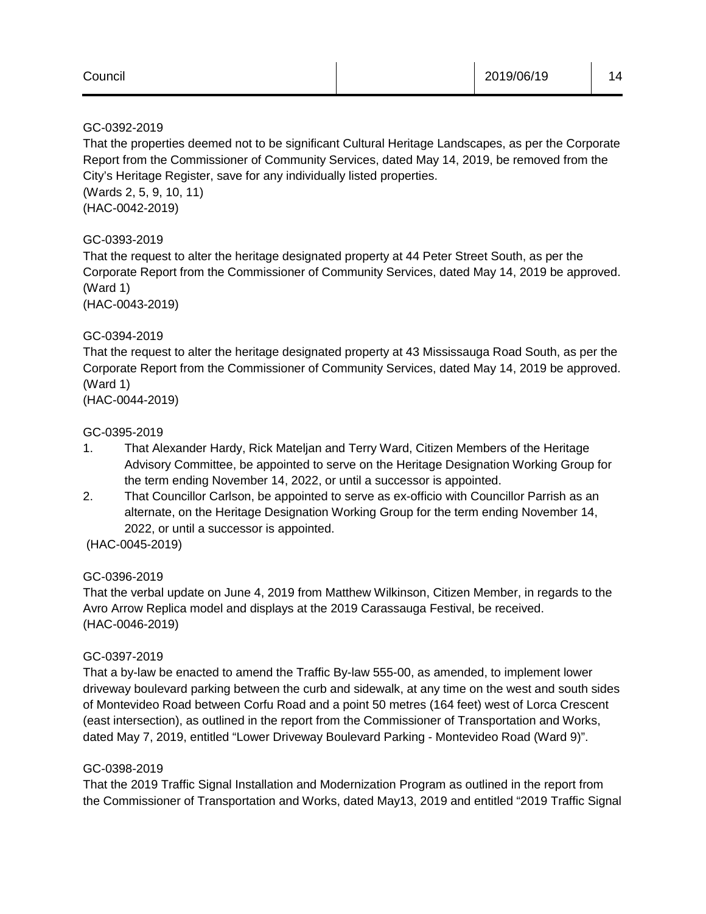GC-0392-2019
That the properties deemed not to be significant Cultural Heritage Landscapes, as per the Corporate Report from the Commissioner of Community Services, dated May 14, 2019, be removed from the City's Heritage Register, save for any individually listed properties.
(Wards 2, 5, 9, 10, 11)
(HAC-0042-2019)

GC-0393-2019
That the request to alter the heritage designated property at 44 Peter Street South, as per the Corporate Report from the Commissioner of Community Services, dated May 14, 2019 be approved.
(Ward 1)
(HAC-0043-2019)

GC-0394-2019
That the request to alter the heritage designated property at 43 Mississauga Road South, as per the Corporate Report from the Commissioner of Community Services, dated May 14, 2019 be approved.
(Ward 1)
(HAC-0044-2019)

GC-0395-2019

1. That Alexander Hardy, Rick Mateljan and Terry Ward, Citizen Members of the Heritage Advisory Committee, be appointed to serve on the Heritage Designation Working Group for the term ending November 14, 2022, or until a successor is appointed.
2. That Councillor Carlson, be appointed to serve as ex-officio with Councillor Parrish as an alternate, on the Heritage Designation Working Group for the term ending November 14, 2022, or until a successor is appointed.

(HAC-0045-2019)

GC-0396-2019
That the verbal update on June 4, 2019 from Matthew Wilkinson, Citizen Member, in regards to the Avro Arrow Replica model and displays at the 2019 Carassauga Festival, be received.
(HAC-0046-2019)

GC-0397-2019
That a by-law be enacted to amend the Traffic By-law 555-00, as amended, to implement lower driveway boulevard parking between the curb and sidewalk, at any time on the west and south sides of Montevideo Road between Corfu Road and a point 50 metres (164 feet) west of Lorca Crescent (east intersection), as outlined in the report from the Commissioner of Transportation and Works, dated May 7, 2019, entitled "Lower Driveway Boulevard Parking - Montevideo Road (Ward 9)".

GC-0398-2019
That the 2019 Traffic Signal Installation and Modernization Program as outlined in the report from the Commissioner of Transportation and Works, dated May13, 2019 and entitled "2019 Traffic Signal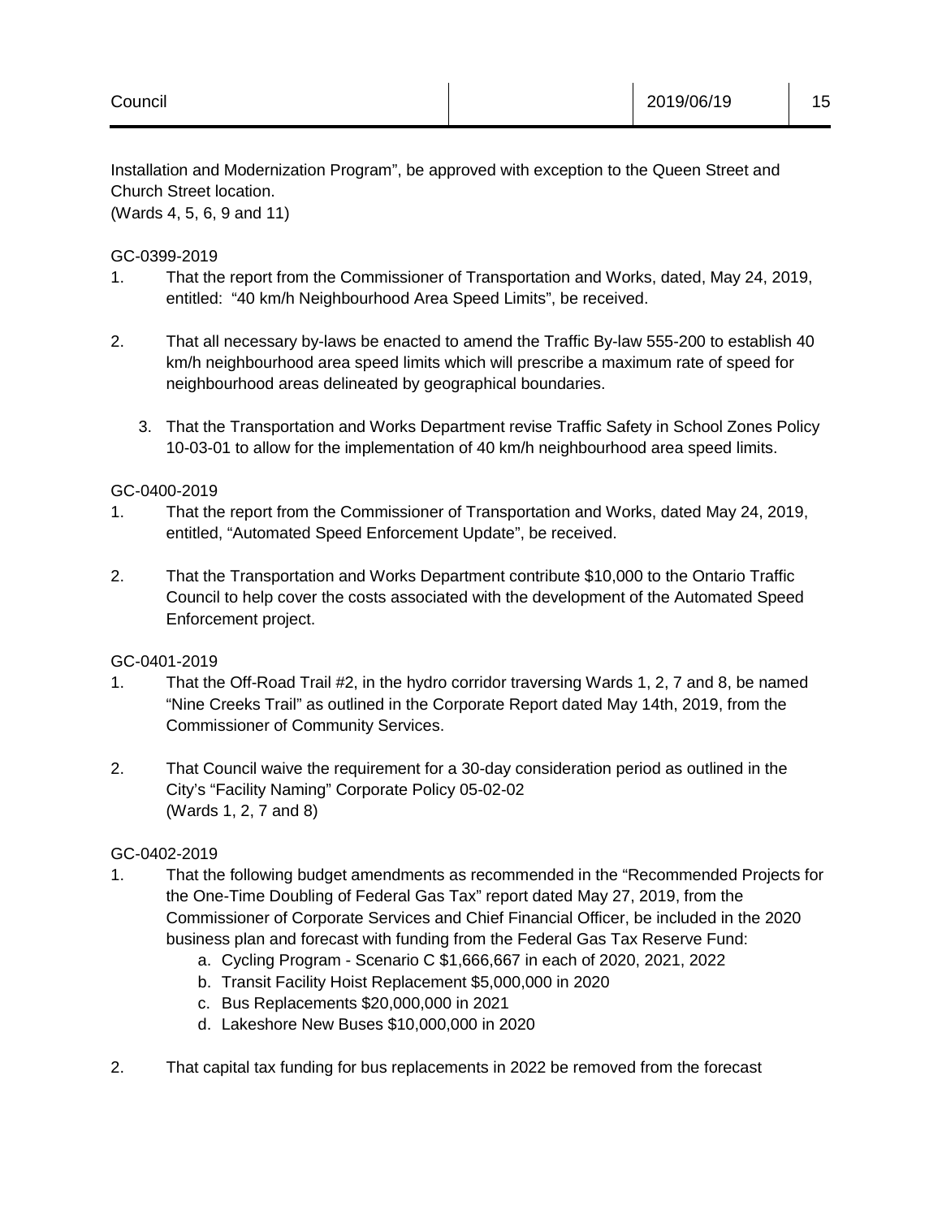Installation and Modernization Program", be approved with exception to the Queen Street and Church Street location.
(Wards 4, 5, 6, 9 and 11)

GC-0399-2019

1. That the report from the Commissioner of Transportation and Works, dated, May 24, 2019, entitled: "40 km/h Neighbourhood Area Speed Limits", be received.

2. That all necessary by-laws be enacted to amend the Traffic By-law 555-200 to establish 40 km/h neighbourhood area speed limits which will prescribe a maximum rate of speed for neighbourhood areas delineated by geographical boundaries.

3. That the Transportation and Works Department revise Traffic Safety in School Zones Policy 10-03-01 to allow for the implementation of 40 km/h neighbourhood area speed limits.

GC-0400-2019

1. That the report from the Commissioner of Transportation and Works, dated May 24, 2019, entitled, "Automated Speed Enforcement Update", be received.

2. That the Transportation and Works Department contribute $10,000 to the Ontario Traffic Council to help cover the costs associated with the development of the Automated Speed Enforcement project.

GC-0401-2019

1. That the Off-Road Trail #2, in the hydro corridor traversing Wards 1, 2, 7 and 8, be named "Nine Creeks Trail" as outlined in the Corporate Report dated May 14th, 2019, from the Commissioner of Community Services.

2. That Council waive the requirement for a 30-day consideration period as outlined in the City's "Facility Naming" Corporate Policy 05-02-02
(Wards 1, 2, 7 and 8)

GC-0402-2019

1. That the following budget amendments as recommended in the "Recommended Projects for the One-Time Doubling of Federal Gas Tax" report dated May 27, 2019, from the Commissioner of Corporate Services and Chief Financial Officer, be included in the 2020 business plan and forecast with funding from the Federal Gas Tax Reserve Fund:
   a. Cycling Program - Scenario C $1,666,667 in each of 2020, 2021, 2022
   b. Transit Facility Hoist Replacement $5,000,000 in 2020
   c. Bus Replacements $20,000,000 in 2021
   d. Lakeshore New Buses $10,000,000 in 2020

2. That capital tax funding for bus replacements in 2022 be removed from the forecast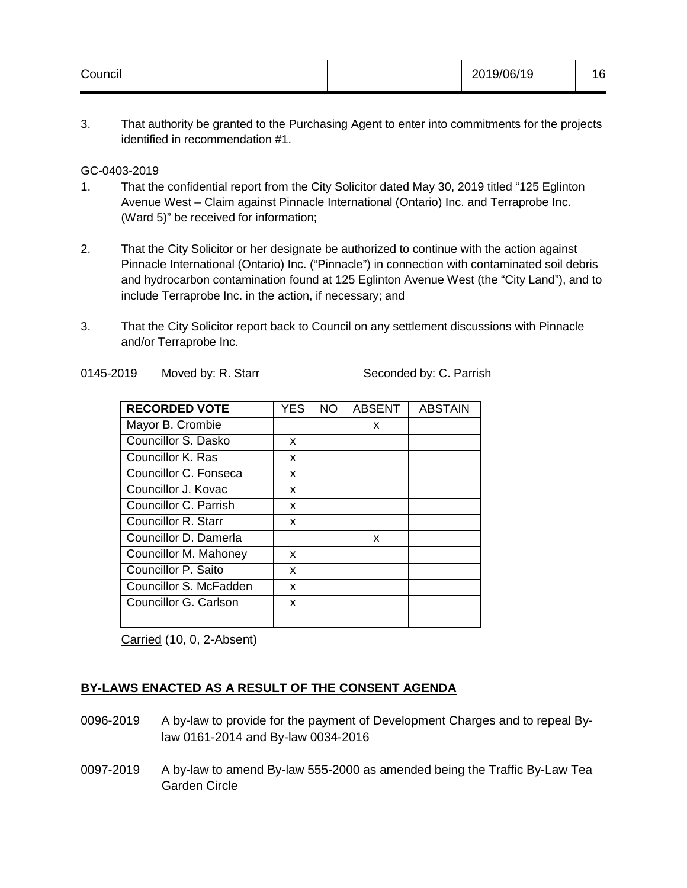3. That authority be granted to the Purchasing Agent to enter into commitments for the projects identified in recommendation #1.

GC-0403-2019

1. That the confidential report from the City Solicitor dated May 30, 2019 titled "125 Eglinton Avenue West – Claim against Pinnacle International (Ontario) Inc. and Terraprobe Inc. (Ward 5)" be received for information;

2. That the City Solicitor or her designate be authorized to continue with the action against Pinnacle International (Ontario) Inc. ("Pinnacle") in connection with contaminated soil debris and hydrocarbon contamination found at 125 Eglinton Avenue West (the "City Land"), and to include Terraprobe Inc. in the action, if necessary; and

3. That the City Solicitor report back to Council on any settlement discussions with Pinnacle and/or Terraprobe Inc.

0145-2019 Moved by: R. Starr Seconded by: C. Parrish

| RECORDED VOTE | YES | NO | ABSENT | ABSTAIN |
|---|---|---|---|---|
| Mayor B. Crombie | | | x | |
| Councillor S. Dasko | x | | | |
| Councillor K. Ras | x | | | |
| Councillor C. Fonseca | x | | | |
| Councillor J. Kovac | x | | | |
| Councillor C. Parrish | x | | | |
| Councillor R. Starr | x | | | |
| Councillor D. Damerla | | | x | |
| Councillor M. Mahoney | x | | | |
| Councillor P. Saito | x | | | |
| Councillor S. McFadden | x | | | |
| Councillor G. Carlson | x | | | |

Carried (10, 0, 2-Absent)

## BY-LAWS ENACTED AS A RESULT OF THE CONSENT AGENDA

0096-2019 A by-law to provide for the payment of Development Charges and to repeal By-law 0161-2014 and By-law 0034-2016

0097-2019 A by-law to amend By-law 555-2000 as amended being the Traffic By-Law Tea Garden Circle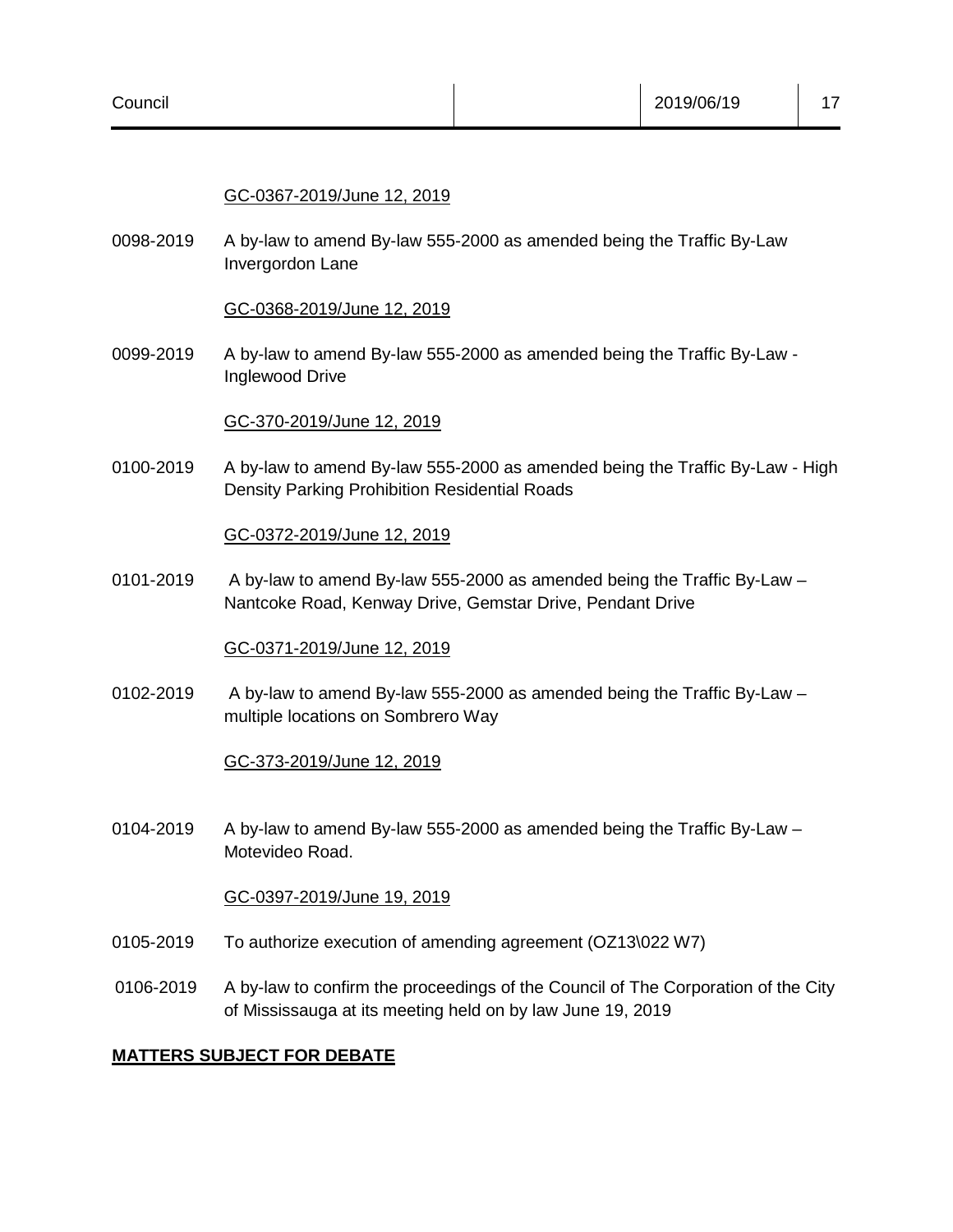GC-0367-2019/June 12, 2019

0098-2019 A by-law to amend By-law 555-2000 as amended being the Traffic By-Law Invergordon Lane

GC-0368-2019/June 12, 2019

0099-2019 A by-law to amend By-law 555-2000 as amended being the Traffic By-Law - Inglewood Drive

GC-370-2019/June 12, 2019

0100-2019 A by-law to amend By-law 555-2000 as amended being the Traffic By-Law - High Density Parking Prohibition Residential Roads

GC-0372-2019/June 12, 2019

0101-2019 A by-law to amend By-law 555-2000 as amended being the Traffic By-Law – Nantcoke Road, Kenway Drive, Gemstar Drive, Pendant Drive

GC-0371-2019/June 12, 2019

0102-2019 A by-law to amend By-law 555-2000 as amended being the Traffic By-Law – multiple locations on Sombrero Way

GC-373-2019/June 12, 2019

0104-2019 A by-law to amend By-law 555-2000 as amended being the Traffic By-Law – Motevideo Road.

GC-0397-2019/June 19, 2019

0105-2019 To authorize execution of amending agreement (OZ13\022 W7)

0106-2019 A by-law to confirm the proceedings of the Council of The Corporation of the City of Mississauga at its meeting held on by law June 19, 2019

**MATTERS SUBJECT FOR DEBATE**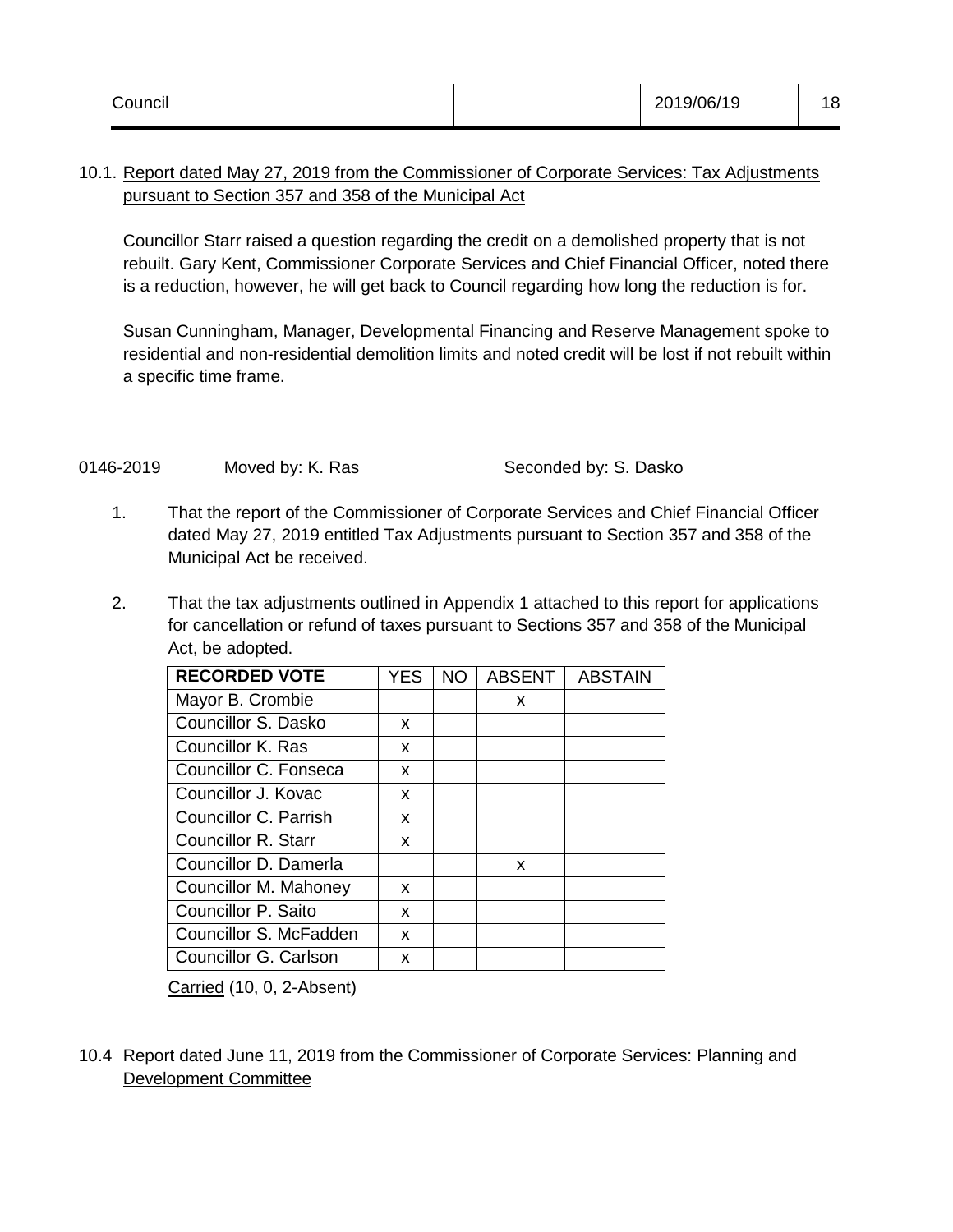10.1. Report dated May 27, 2019 from the Commissioner of Corporate Services: Tax Adjustments pursuant to Section 357 and 358 of the Municipal Act

Councillor Starr raised a question regarding the credit on a demolished property that is not rebuilt. Gary Kent, Commissioner Corporate Services and Chief Financial Officer, noted there is a reduction, however, he will get back to Council regarding how long the reduction is for.

Susan Cunningham, Manager, Developmental Financing and Reserve Management spoke to residential and non-residential demolition limits and noted credit will be lost if not rebuilt within a specific time frame.

0146-2019 Moved by: K. Ras Seconded by: S. Dasko

1. That the report of the Commissioner of Corporate Services and Chief Financial Officer dated May 27, 2019 entitled Tax Adjustments pursuant to Section 357 and 358 of the Municipal Act be received.

2. That the tax adjustments outlined in Appendix 1 attached to this report for applications for cancellation or refund of taxes pursuant to Sections 357 and 358 of the Municipal Act, be adopted.

| RECORDED VOTE | YES | NO | ABSENT | ABSTAIN |
|---|---|---|---|---|
| Mayor B. Crombie | | | x | |
| Councillor S. Dasko | x | | | |
| Councillor K. Ras | x | | | |
| Councillor C. Fonseca | x | | | |
| Councillor J. Kovac | x | | | |
| Councillor C. Parrish | x | | | |
| Councillor R. Starr | x | | | |
| Councillor D. Damerla | | | x | |
| Councillor M. Mahoney | x | | | |
| Councillor P. Saito | x | | | |
| Councillor S. McFadden | x | | | |
| Councillor G. Carlson | x | | | |

Carried (10, 0, 2-Absent)

10.4 Report dated June 11, 2019 from the Commissioner of Corporate Services: Planning and Development Committee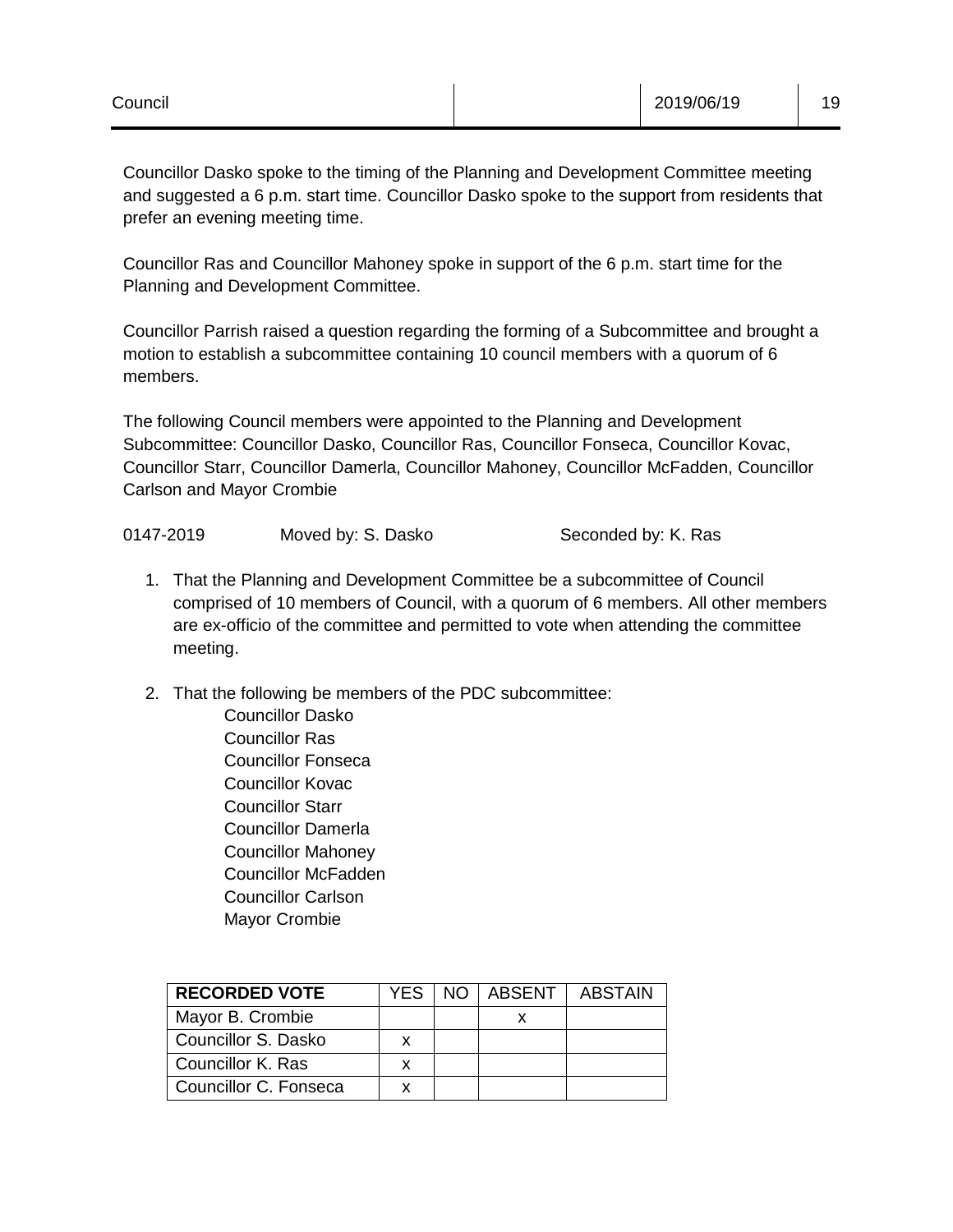Councillor Dasko spoke to the timing of the Planning and Development Committee meeting and suggested a 6 p.m. start time. Councillor Dasko spoke to the support from residents that prefer an evening meeting time.

Councillor Ras and Councillor Mahoney spoke in support of the 6 p.m. start time for the Planning and Development Committee.

Councillor Parrish raised a question regarding the forming of a Subcommittee and brought a motion to establish a subcommittee containing 10 council members with a quorum of 6 members.

The following Council members were appointed to the Planning and Development Subcommittee: Councillor Dasko, Councillor Ras, Councillor Fonseca, Councillor Kovac, Councillor Starr, Councillor Damerla, Councillor Mahoney, Councillor McFadden, Councillor Carlson and Mayor Crombie

0147-2019 Moved by: S. Dasko Seconded by: K. Ras

1. That the Planning and Development Committee be a subcommittee of Council comprised of 10 members of Council, with a quorum of 6 members. All other members are ex-officio of the committee and permitted to vote when attending the committee meeting.

2. That the following be members of the PDC subcommittee:
   - Councillor Dasko
   - Councillor Ras
   - Councillor Fonseca
   - Councillor Kovac
   - Councillor Starr
   - Councillor Damerla
   - Councillor Mahoney
   - Councillor McFadden
   - Councillor Carlson
   - Mayor Crombie

| RECORDED VOTE | YES | NO | ABSENT | ABSTAIN |
|---|---|---|---|---|
| Mayor B. Crombie | | | x | |
| Councillor S. Dasko | x | | | |
| Councillor K. Ras | x | | | |
| Councillor C. Fonseca | x | | | |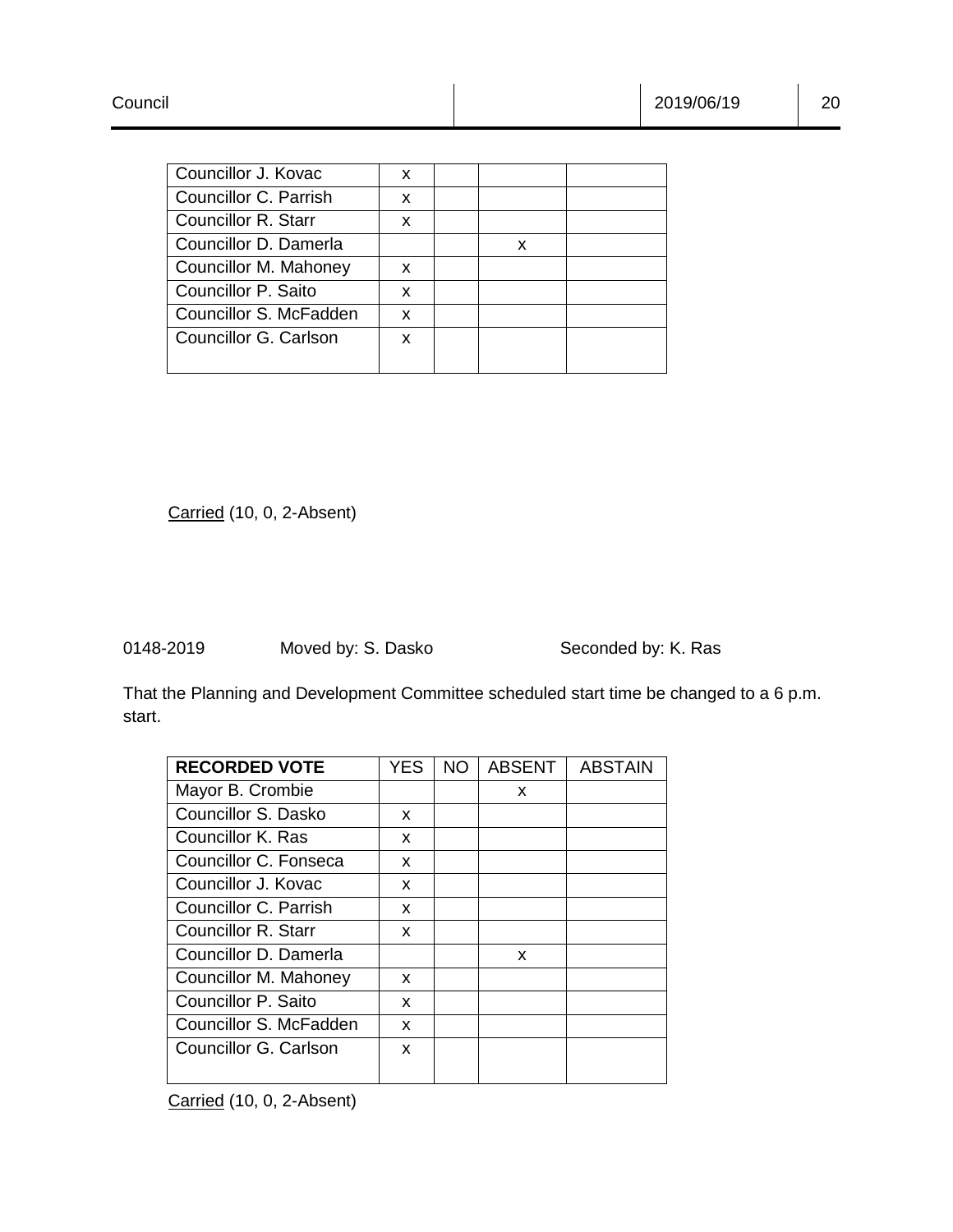| | | | | |
|---|---|---|---|---|
| Councillor J. Kovac | x | | | |
| Councillor C. Parrish | x | | | |
| Councillor R. Starr | x | | | |
| Councillor D. Damerla | | | x | |
| Councillor M. Mahoney | x | | | |
| Councillor P. Saito | x | | | |
| Councillor S. McFadden | x | | | |
| Councillor G. Carlson | x | | | |

Carried (10, 0, 2-Absent)

0148-2019 Moved by: S. Dasko Seconded by: K. Ras

That the Planning and Development Committee scheduled start time be changed to a 6 p.m. start.

| RECORDED VOTE | YES | NO | ABSENT | ABSTAIN |
|---|---|---|---|---|
| Mayor B. Crombie | | | x | |
| Councillor S. Dasko | x | | | |
| Councillor K. Ras | x | | | |
| Councillor C. Fonseca | x | | | |
| Councillor J. Kovac | x | | | |
| Councillor C. Parrish | x | | | |
| Councillor R. Starr | x | | | |
| Councillor D. Damerla | | | x | |
| Councillor M. Mahoney | x | | | |
| Councillor P. Saito | x | | | |
| Councillor S. McFadden | x | | | |
| Councillor G. Carlson | x | | | |

Carried (10, 0, 2-Absent)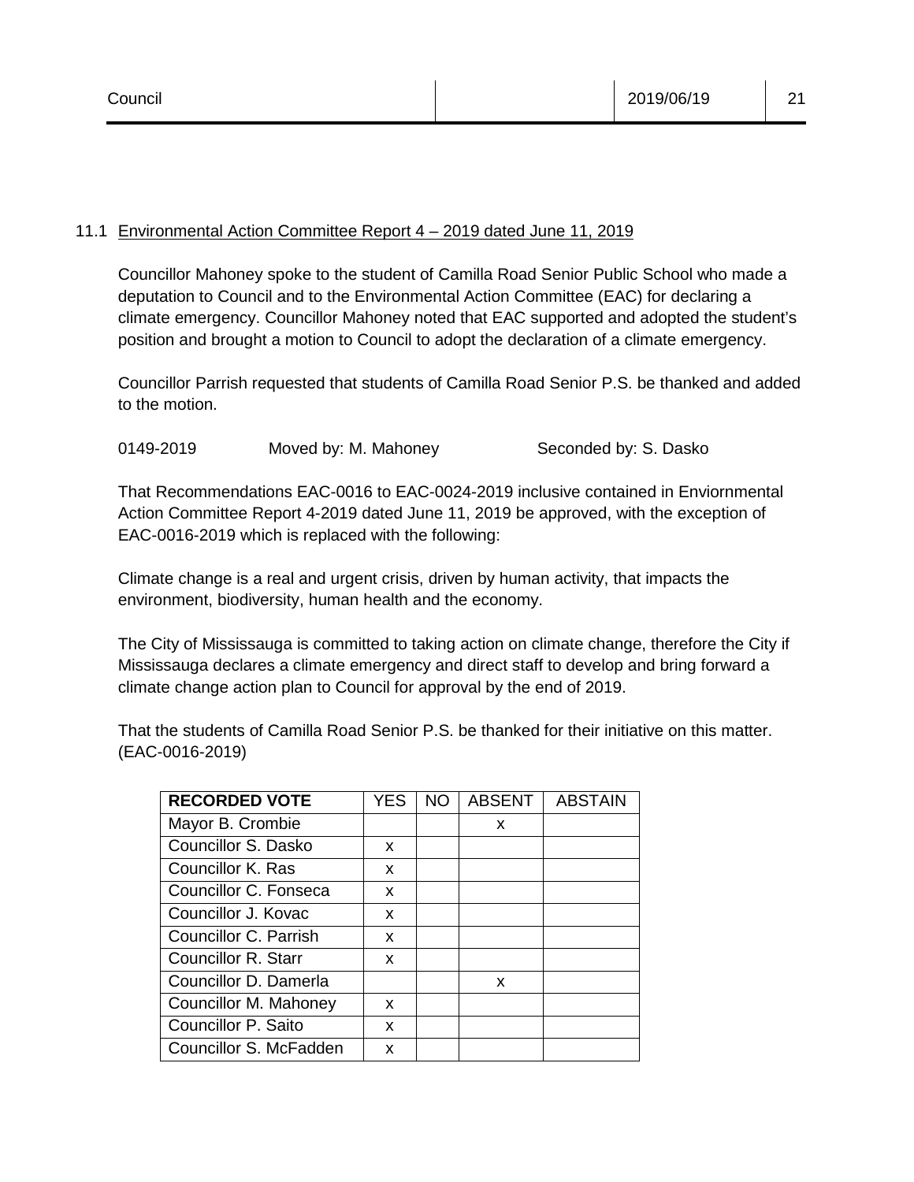11.1 Environmental Action Committee Report 4 – 2019 dated June 11, 2019

Councillor Mahoney spoke to the student of Camilla Road Senior Public School who made a deputation to Council and to the Environmental Action Committee (EAC) for declaring a climate emergency. Councillor Mahoney noted that EAC supported and adopted the student's position and brought a motion to Council to adopt the declaration of a climate emergency.

Councillor Parrish requested that students of Camilla Road Senior P.S. be thanked and added to the motion.

0149-2019 Moved by: M. Mahoney Seconded by: S. Dasko

That Recommendations EAC-0016 to EAC-0024-2019 inclusive contained in Enviornmental Action Committee Report 4-2019 dated June 11, 2019 be approved, with the exception of EAC-0016-2019 which is replaced with the following:

Climate change is a real and urgent crisis, driven by human activity, that impacts the environment, biodiversity, human health and the economy.

The City of Mississauga is committed to taking action on climate change, therefore the City if Mississauga declares a climate emergency and direct staff to develop and bring forward a climate change action plan to Council for approval by the end of 2019.

That the students of Camilla Road Senior P.S. be thanked for their initiative on this matter. (EAC-0016-2019)

| RECORDED VOTE | YES | NO | ABSENT | ABSTAIN |
|---|---|---|---|---|
| Mayor B. Crombie | | | x | |
| Councillor S. Dasko | x | | | |
| Councillor K. Ras | x | | | |
| Councillor C. Fonseca | x | | | |
| Councillor J. Kovac | x | | | |
| Councillor C. Parrish | x | | | |
| Councillor R. Starr | x | | | |
| Councillor D. Damerla | | | x | |
| Councillor M. Mahoney | x | | | |
| Councillor P. Saito | x | | | |
| Councillor S. McFadden | x | | | |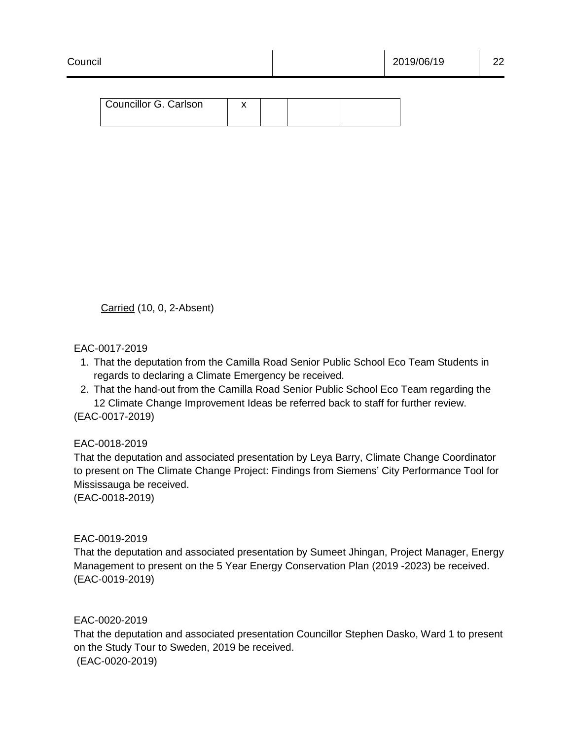| Councillor G. Carlson | x | | | |
|---|---|---|---|---|

Carried (10, 0, 2-Absent)

EAC-0017-2019

1. That the deputation from the Camilla Road Senior Public School Eco Team Students in regards to declaring a Climate Emergency be received.
2. That the hand-out from the Camilla Road Senior Public School Eco Team regarding the 12 Climate Change Improvement Ideas be referred back to staff for further review.

(EAC-0017-2019)

EAC-0018-2019

That the deputation and associated presentation by Leya Barry, Climate Change Coordinator to present on The Climate Change Project: Findings from Siemens' City Performance Tool for Mississauga be received.
(EAC-0018-2019)

EAC-0019-2019

That the deputation and associated presentation by Sumeet Jhingan, Project Manager, Energy Management to present on the 5 Year Energy Conservation Plan (2019 -2023) be received.
(EAC-0019-2019)

EAC-0020-2019

That the deputation and associated presentation Councillor Stephen Dasko, Ward 1 to present on the Study Tour to Sweden, 2019 be received.
(EAC-0020-2019)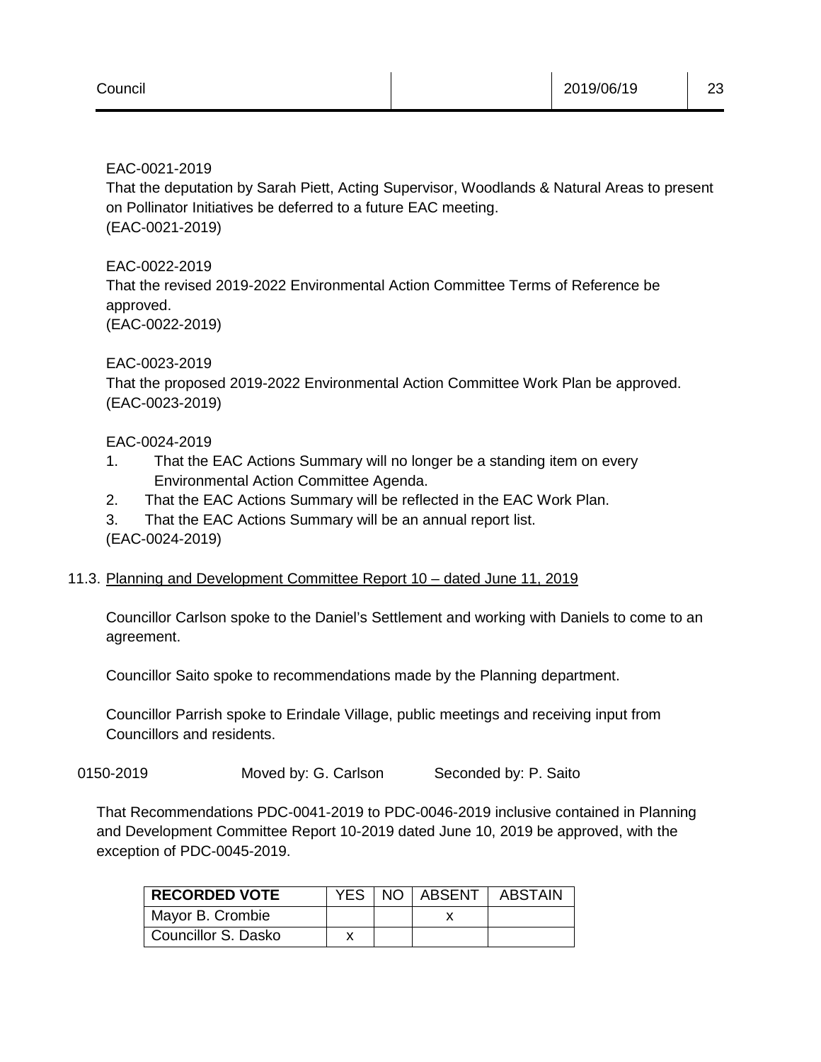EAC-0021-2019
That the deputation by Sarah Piett, Acting Supervisor, Woodlands & Natural Areas to present on Pollinator Initiatives be deferred to a future EAC meeting.
(EAC-0021-2019)

EAC-0022-2019
That the revised 2019-2022 Environmental Action Committee Terms of Reference be approved.
(EAC-0022-2019)

EAC-0023-2019
That the proposed 2019-2022 Environmental Action Committee Work Plan be approved.
(EAC-0023-2019)

EAC-0024-2019

1. That the EAC Actions Summary will no longer be a standing item on every Environmental Action Committee Agenda.
2. That the EAC Actions Summary will be reflected in the EAC Work Plan.
3. That the EAC Actions Summary will be an annual report list.

(EAC-0024-2019)

11.3. Planning and Development Committee Report 10 – dated June 11, 2019

Councillor Carlson spoke to the Daniel's Settlement and working with Daniels to come to an agreement.

Councillor Saito spoke to recommendations made by the Planning department.

Councillor Parrish spoke to Erindale Village, public meetings and receiving input from Councillors and residents.

0150-2019 Moved by: G. Carlson Seconded by: P. Saito

That Recommendations PDC-0041-2019 to PDC-0046-2019 inclusive contained in Planning and Development Committee Report 10-2019 dated June 10, 2019 be approved, with the exception of PDC-0045-2019.

| RECORDED VOTE | YES | NO | ABSENT | ABSTAIN |
| --- | --- | --- | --- | --- |
| Mayor B. Crombie | | | x | |
| Councillor S. Dasko | x | | | |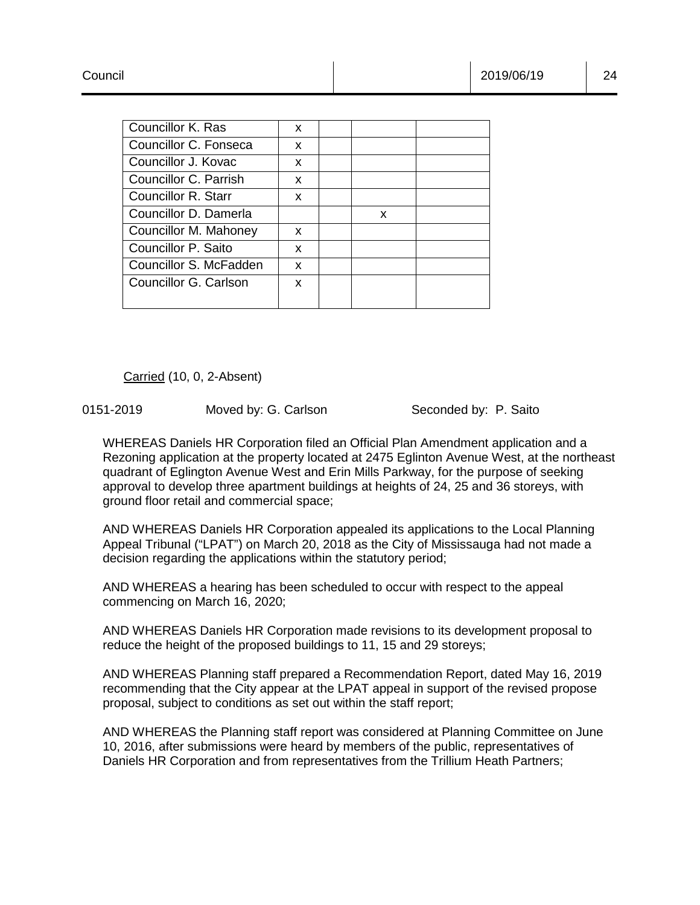| Councillor K. Ras | X | | | |
|---|---|---|---|---|
| Councillor C. Fonseca | X | | | |
| Councillor J. Kovac | X | | | |
| Councillor C. Parrish | X | | | |
| Councillor R. Starr | X | | | |
| Councillor D. Damerla | | | X | |
| Councillor M. Mahoney | X | | | |
| Councillor P. Saito | X | | | |
| Councillor S. McFadden | X | | | |
| Councillor G. Carlson | X | | | |

Carried (10, 0, 2-Absent)

0151-2019 Moved by: G. Carlson Seconded by: P. Saito

WHEREAS Daniels HR Corporation filed an Official Plan Amendment application and a Rezoning application at the property located at 2475 Eglinton Avenue West, at the northeast quadrant of Eglington Avenue West and Erin Mills Parkway, for the purpose of seeking approval to develop three apartment buildings at heights of 24, 25 and 36 storeys, with ground floor retail and commercial space;

AND WHEREAS Daniels HR Corporation appealed its applications to the Local Planning Appeal Tribunal ("LPAT") on March 20, 2018 as the City of Mississauga had not made a decision regarding the applications within the statutory period;

AND WHEREAS a hearing has been scheduled to occur with respect to the appeal commencing on March 16, 2020;

AND WHEREAS Daniels HR Corporation made revisions to its development proposal to reduce the height of the proposed buildings to 11, 15 and 29 storeys;

AND WHEREAS Planning staff prepared a Recommendation Report, dated May 16, 2019 recommending that the City appear at the LPAT appeal in support of the revised propose proposal, subject to conditions as set out within the staff report;

AND WHEREAS the Planning staff report was considered at Planning Committee on June 10, 2016, after submissions were heard by members of the public, representatives of Daniels HR Corporation and from representatives from the Trillium Heath Partners;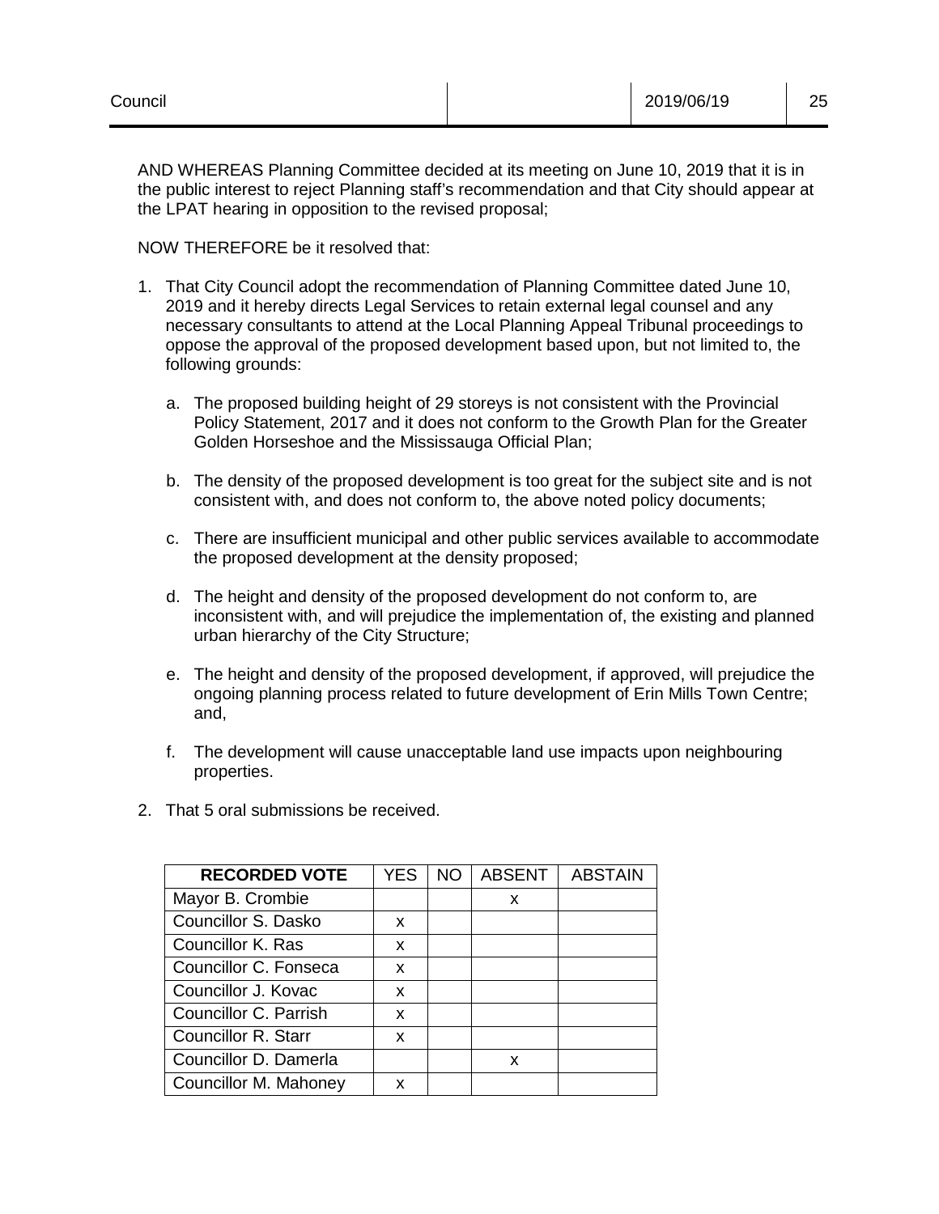AND WHEREAS Planning Committee decided at its meeting on June 10, 2019 that it is in the public interest to reject Planning staff's recommendation and that City should appear at the LPAT hearing in opposition to the revised proposal;

NOW THEREFORE be it resolved that:

1. That City Council adopt the recommendation of Planning Committee dated June 10, 2019 and it hereby directs Legal Services to retain external legal counsel and any necessary consultants to attend at the Local Planning Appeal Tribunal proceedings to oppose the approval of the proposed development based upon, but not limited to, the following grounds:

   a. The proposed building height of 29 storeys is not consistent with the Provincial Policy Statement, 2017 and it does not conform to the Growth Plan for the Greater Golden Horseshoe and the Mississauga Official Plan;

   b. The density of the proposed development is too great for the subject site and is not consistent with, and does not conform to, the above noted policy documents;

   c. There are insufficient municipal and other public services available to accommodate the proposed development at the density proposed;

   d. The height and density of the proposed development do not conform to, are inconsistent with, and will prejudice the implementation of, the existing and planned urban hierarchy of the City Structure;

   e. The height and density of the proposed development, if approved, will prejudice the ongoing planning process related to future development of Erin Mills Town Centre; and,

   f. The development will cause unacceptable land use impacts upon neighbouring properties.

2. That 5 oral submissions be received.

| **RECORDED VOTE** | YES | NO | ABSENT | ABSTAIN |
|---|---|---|---|---|
| Mayor B. Crombie | | | x | |
| Councillor S. Dasko | x | | | |
| Councillor K. Ras | x | | | |
| Councillor C. Fonseca | x | | | |
| Councillor J. Kovac | x | | | |
| Councillor C. Parrish | x | | | |
| Councillor R. Starr | x | | | |
| Councillor D. Damerla | | | x | |
| Councillor M. Mahoney | x | | | |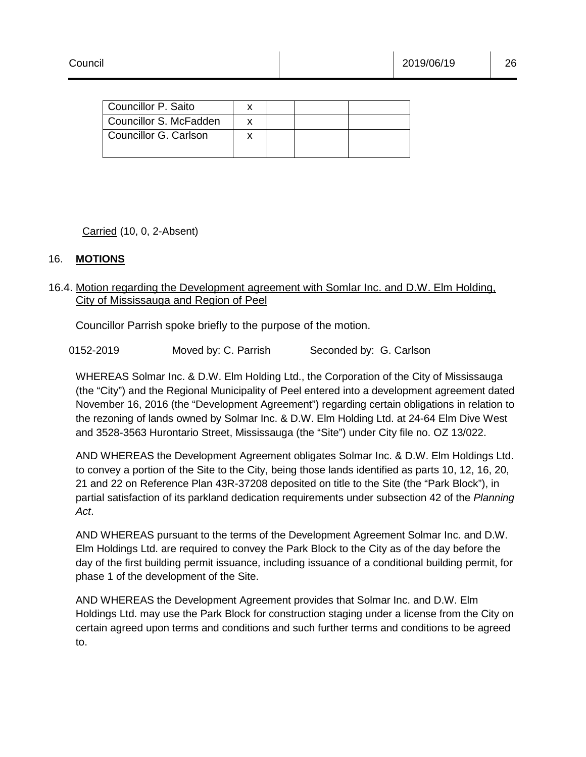| Councillor P. Saito | x | | | |
|---|---|---|---|---|
| Councillor S. McFadden | x | | | |
| Councillor G. Carlson | x | | | |

Carried (10, 0, 2-Absent)

## 16. **MOTIONS**

### 16.4. Motion regarding the Development agreement with Somlar Inc. and D.W. Elm Holding, City of Mississauga and Region of Peel

Councillor Parrish spoke briefly to the purpose of the motion.

0152-2019 Moved by: C. Parrish Seconded by: G. Carlson

WHEREAS Solmar Inc. & D.W. Elm Holding Ltd., the Corporation of the City of Mississauga (the "City") and the Regional Municipality of Peel entered into a development agreement dated November 16, 2016 (the "Development Agreement") regarding certain obligations in relation to the rezoning of lands owned by Solmar Inc. & D.W. Elm Holding Ltd. at 24-64 Elm Dive West and 3528-3563 Hurontario Street, Mississauga (the "Site") under City file no. OZ 13/022.

AND WHEREAS the Development Agreement obligates Solmar Inc. & D.W. Elm Holdings Ltd. to convey a portion of the Site to the City, being those lands identified as parts 10, 12, 16, 20, 21 and 22 on Reference Plan 43R-37208 deposited on title to the Site (the "Park Block"), in partial satisfaction of its parkland dedication requirements under subsection 42 of the *Planning Act*.

AND WHEREAS pursuant to the terms of the Development Agreement Solmar Inc. and D.W. Elm Holdings Ltd. are required to convey the Park Block to the City as of the day before the day of the first building permit issuance, including issuance of a conditional building permit, for phase 1 of the development of the Site.

AND WHEREAS the Development Agreement provides that Solmar Inc. and D.W. Elm Holdings Ltd. may use the Park Block for construction staging under a license from the City on certain agreed upon terms and conditions and such further terms and conditions to be agreed to.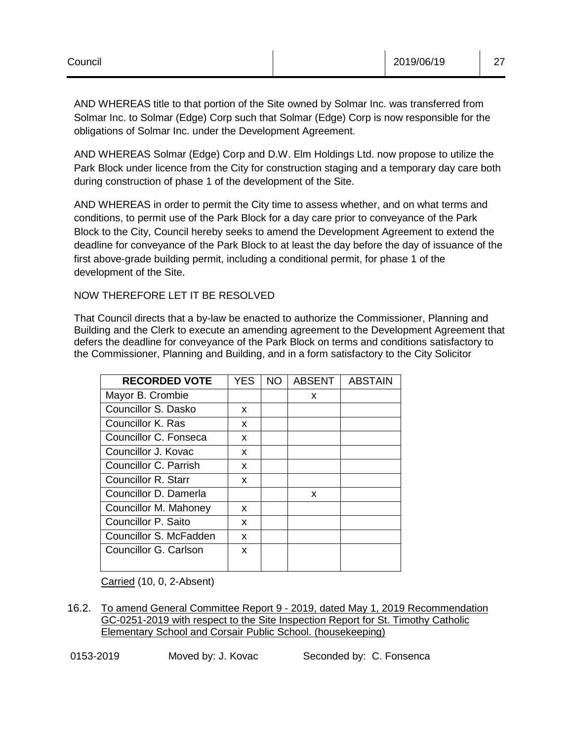AND WHEREAS title to that portion of the Site owned by Solmar Inc. was transferred from Solmar Inc. to Solmar (Edge) Corp such that Solmar (Edge) Corp is now responsible for the obligations of Solmar Inc. under the Development Agreement.

AND WHEREAS Solmar (Edge) Corp and D.W. Elm Holdings Ltd. now propose to utilize the Park Block under licence from the City for construction staging and a temporary day care both during construction of phase 1 of the development of the Site.

AND WHEREAS in order to permit the City time to assess whether, and on what terms and conditions, to permit use of the Park Block for a day care prior to conveyance of the Park Block to the City, Council hereby seeks to amend the Development Agreement to extend the deadline for conveyance of the Park Block to at least the day before the day of issuance of the first above-grade building permit, including a conditional permit, for phase 1 of the development of the Site.

NOW THEREFORE LET IT BE RESOLVED

That Council directs that a by-law be enacted to authorize the Commissioner, Planning and Building and the Clerk to execute an amending agreement to the Development Agreement that defers the deadline for conveyance of the Park Block on terms and conditions satisfactory to the Commissioner, Planning and Building, and in a form satisfactory to the City Solicitor

| **RECORDED VOTE** | YES | NO | ABSENT | ABSTAIN |
|---|---|---|---|---|
| Mayor B. Crombie | | | x | |
| Councillor S. Dasko | x | | | |
| Councillor K. Ras | x | | | |
| Councillor C. Fonseca | x | | | |
| Councillor J. Kovac | x | | | |
| Councillor C. Parrish | x | | | |
| Councillor R. Starr | x | | | |
| Councillor D. Damerla | | | x | |
| Councillor M. Mahoney | x | | | |
| Councillor P. Saito | x | | | |
| Councillor S. McFadden | x | | | |
| Councillor G. Carlson | x | | | |

Carried (10, 0, 2-Absent)

16.2. To amend General Committee Report 9 - 2019, dated May 1, 2019 Recommendation GC-0251-2019 with respect to the Site Inspection Report for St. Timothy Catholic Elementary School and Corsair Public School. (housekeeping)

0153-2019 Moved by: J. Kovac Seconded by: C. Fonsenca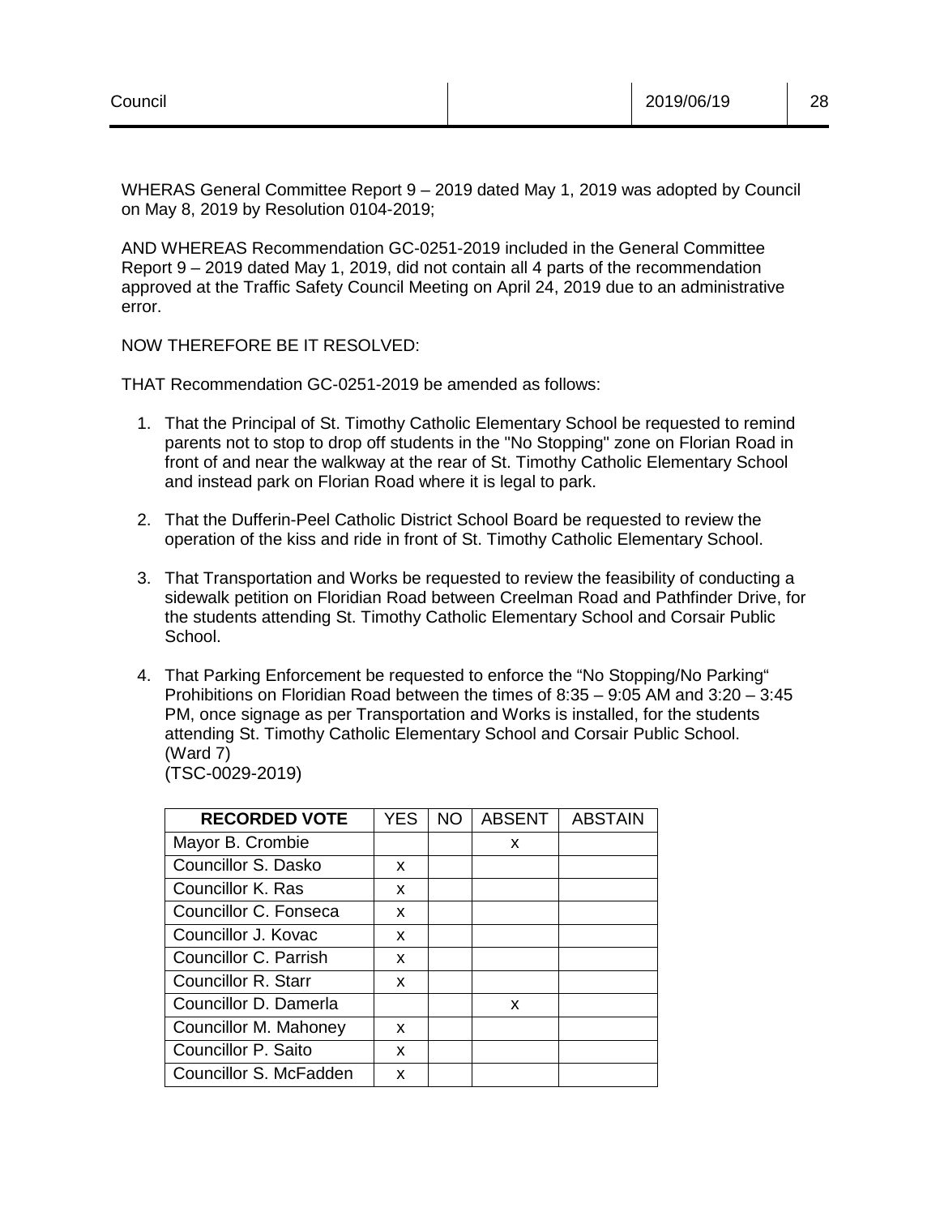WHERAS General Committee Report 9 – 2019 dated May 1, 2019 was adopted by Council on May 8, 2019 by Resolution 0104-2019;

AND WHEREAS Recommendation GC-0251-2019 included in the General Committee Report 9 – 2019 dated May 1, 2019, did not contain all 4 parts of the recommendation approved at the Traffic Safety Council Meeting on April 24, 2019 due to an administrative error.

NOW THEREFORE BE IT RESOLVED:

THAT Recommendation GC-0251-2019 be amended as follows:

1. That the Principal of St. Timothy Catholic Elementary School be requested to remind parents not to stop to drop off students in the "No Stopping" zone on Florian Road in front of and near the walkway at the rear of St. Timothy Catholic Elementary School and instead park on Florian Road where it is legal to park.

2. That the Dufferin-Peel Catholic District School Board be requested to review the operation of the kiss and ride in front of St. Timothy Catholic Elementary School.

3. That Transportation and Works be requested to review the feasibility of conducting a sidewalk petition on Floridian Road between Creelman Road and Pathfinder Drive, for the students attending St. Timothy Catholic Elementary School and Corsair Public School.

4. That Parking Enforcement be requested to enforce the "No Stopping/No Parking" Prohibitions on Floridian Road between the times of 8:35 – 9:05 AM and 3:20 – 3:45 PM, once signage as per Transportation and Works is installed, for the students attending St. Timothy Catholic Elementary School and Corsair Public School. (Ward 7)
(TSC-0029-2019)

| RECORDED VOTE | YES | NO | ABSENT | ABSTAIN |
|---|---|---|---|---|
| Mayor B. Crombie | | | x | |
| Councillor S. Dasko | x | | | |
| Councillor K. Ras | x | | | |
| Councillor C. Fonseca | x | | | |
| Councillor J. Kovac | x | | | |
| Councillor C. Parrish | x | | | |
| Councillor R. Starr | x | | | |
| Councillor D. Damerla | | | x | |
| Councillor M. Mahoney | x | | | |
| Councillor P. Saito | x | | | |
| Councillor S. McFadden | x | | | |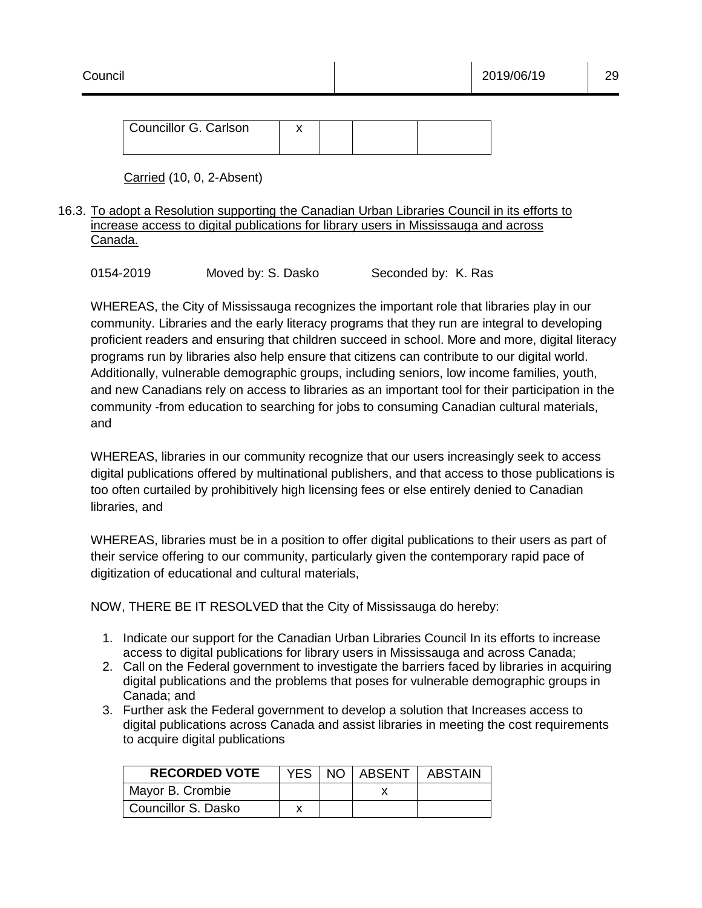| Councillor G. Carlson | x | | | |
|---|---|---|---|---|

Carried (10, 0, 2-Absent)

16.3. To adopt a Resolution supporting the Canadian Urban Libraries Council in its efforts to increase access to digital publications for library users in Mississauga and across Canada.

0154-2019 Moved by: S. Dasko Seconded by: K. Ras

WHEREAS, the City of Mississauga recognizes the important role that libraries play in our community. Libraries and the early literacy programs that they run are integral to developing proficient readers and ensuring that children succeed in school. More and more, digital literacy programs run by libraries also help ensure that citizens can contribute to our digital world. Additionally, vulnerable demographic groups, including seniors, low income families, youth, and new Canadians rely on access to libraries as an important tool for their participation in the community -from education to searching for jobs to consuming Canadian cultural materials, and

WHEREAS, libraries in our community recognize that our users increasingly seek to access digital publications offered by multinational publishers, and that access to those publications is too often curtailed by prohibitively high licensing fees or else entirely denied to Canadian libraries, and

WHEREAS, libraries must be in a position to offer digital publications to their users as part of their service offering to our community, particularly given the contemporary rapid pace of digitization of educational and cultural materials,

NOW, THERE BE IT RESOLVED that the City of Mississauga do hereby:

1. Indicate our support for the Canadian Urban Libraries Council In its efforts to increase access to digital publications for library users in Mississauga and across Canada;
2. Call on the Federal government to investigate the barriers faced by libraries in acquiring digital publications and the problems that poses for vulnerable demographic groups in Canada; and
3. Further ask the Federal government to develop a solution that Increases access to digital publications across Canada and assist libraries in meeting the cost requirements to acquire digital publications

| RECORDED VOTE | YES | NO | ABSENT | ABSTAIN |
|---|---|---|---|---|
| Mayor B. Crombie | | | x | |
| Councillor S. Dasko | x | | | |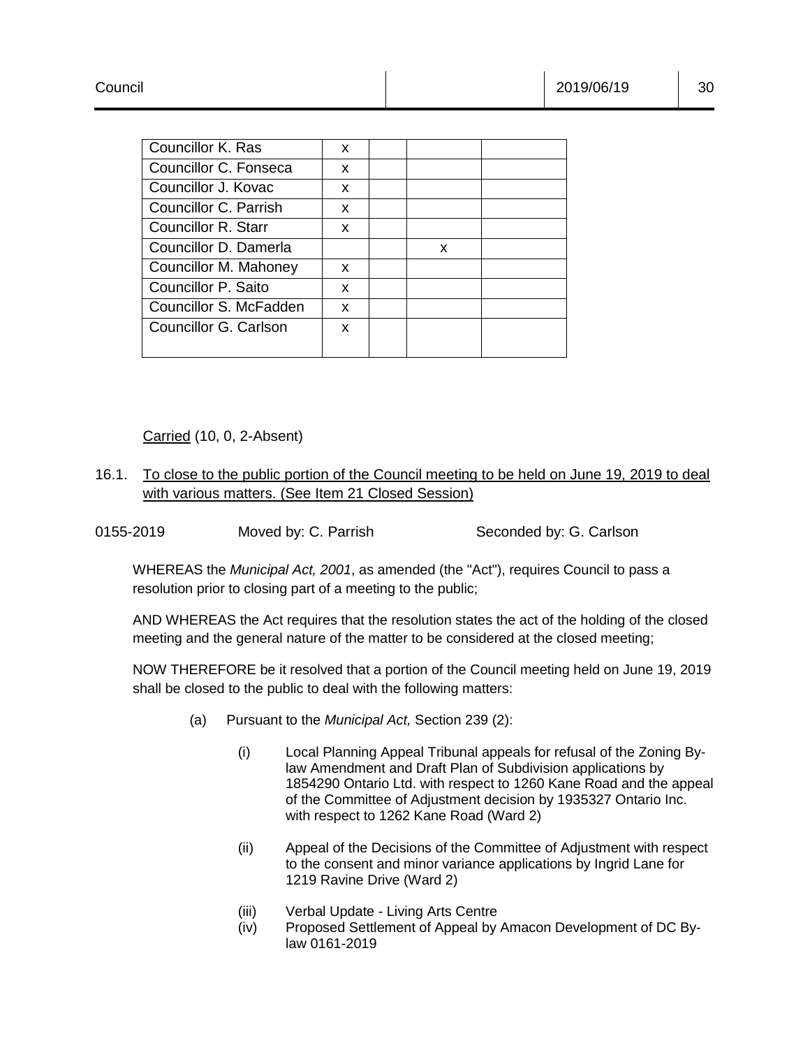| | | | | |
|---|---|---|---|---|
| Councillor K. Ras | x | | | |
| Councillor C. Fonseca | x | | | |
| Councillor J. Kovac | x | | | |
| Councillor C. Parrish | x | | | |
| Councillor R. Starr | x | | | |
| Councillor D. Damerla | | | x | |
| Councillor M. Mahoney | x | | | |
| Councillor P. Saito | x | | | |
| Councillor S. McFadden | x | | | |
| Councillor G. Carlson | x | | | |

Carried (10, 0, 2-Absent)

16.1. To close to the public portion of the Council meeting to be held on June 19, 2019 to deal with various matters. (See Item 21 Closed Session)

0155-2019 Moved by: C. Parrish Seconded by: G. Carlson

WHEREAS the *Municipal Act, 2001*, as amended (the "Act"), requires Council to pass a resolution prior to closing part of a meeting to the public;

AND WHEREAS the Act requires that the resolution states the act of the holding of the closed meeting and the general nature of the matter to be considered at the closed meeting;

NOW THEREFORE be it resolved that a portion of the Council meeting held on June 19, 2019 shall be closed to the public to deal with the following matters:

(a) Pursuant to the *Municipal Act,* Section 239 (2):

(i) Local Planning Appeal Tribunal appeals for refusal of the Zoning By-law Amendment and Draft Plan of Subdivision applications by 1854290 Ontario Ltd. with respect to 1260 Kane Road and the appeal of the Committee of Adjustment decision by 1935327 Ontario Inc. with respect to 1262 Kane Road (Ward 2)

(ii) Appeal of the Decisions of the Committee of Adjustment with respect to the consent and minor variance applications by Ingrid Lane for 1219 Ravine Drive (Ward 2)

(iii) Verbal Update - Living Arts Centre

(iv) Proposed Settlement of Appeal by Amacon Development of DC By-law 0161-2019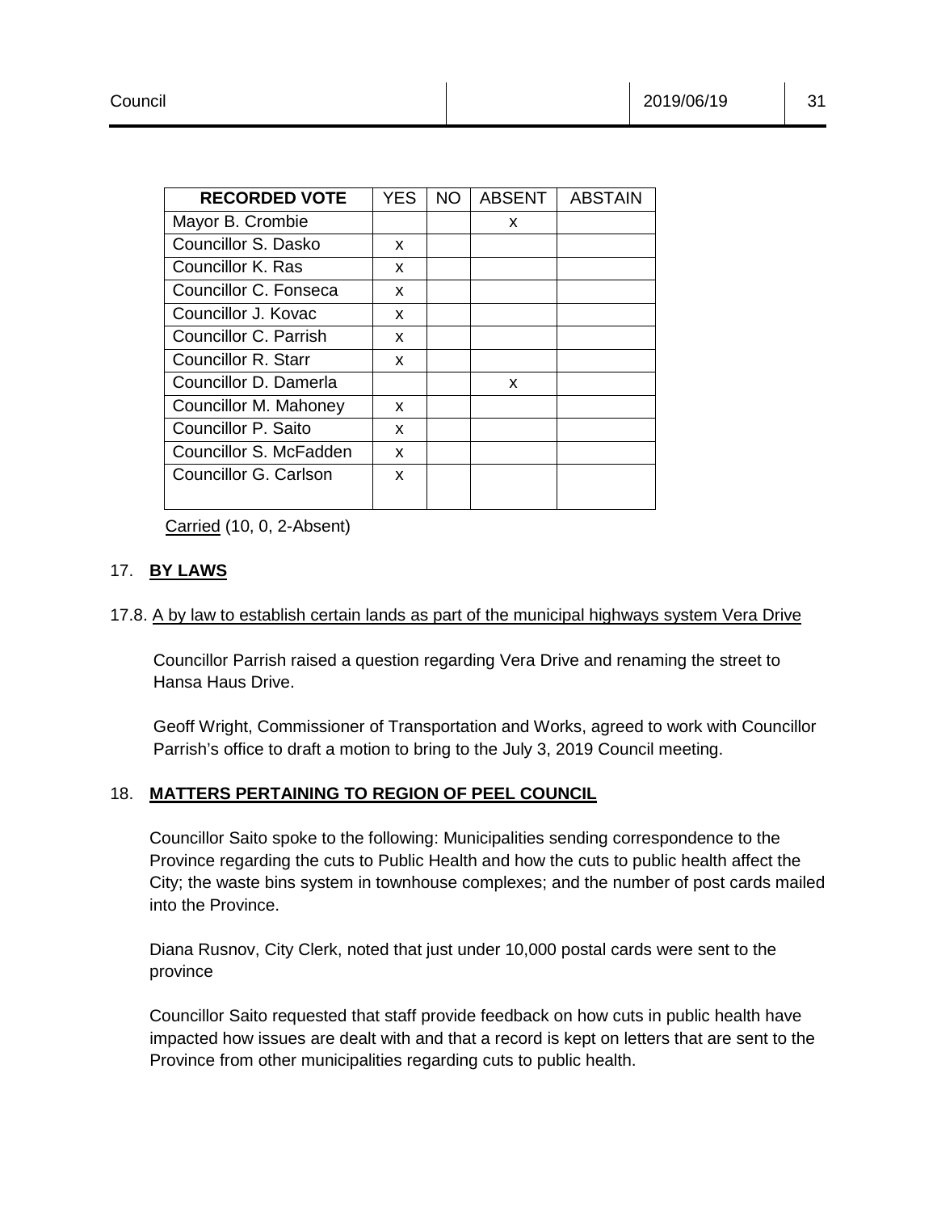| RECORDED VOTE | YES | NO | ABSENT | ABSTAIN |
|---|---|---|---|---|
| Mayor B. Crombie | | | x | |
| Councillor S. Dasko | x | | | |
| Councillor K. Ras | x | | | |
| Councillor C. Fonseca | x | | | |
| Councillor J. Kovac | x | | | |
| Councillor C. Parrish | x | | | |
| Councillor R. Starr | x | | | |
| Councillor D. Damerla | | | x | |
| Councillor M. Mahoney | x | | | |
| Councillor P. Saito | x | | | |
| Councillor S. McFadden | x | | | |
| Councillor G. Carlson | x | | | |

Carried (10, 0, 2-Absent)

## 17. BY LAWS

### 17.8. A by law to establish certain lands as part of the municipal highways system Vera Drive

Councillor Parrish raised a question regarding Vera Drive and renaming the street to Hansa Haus Drive.

Geoff Wright, Commissioner of Transportation and Works, agreed to work with Councillor Parrish's office to draft a motion to bring to the July 3, 2019 Council meeting.

## 18. MATTERS PERTAINING TO REGION OF PEEL COUNCIL

Councillor Saito spoke to the following: Municipalities sending correspondence to the Province regarding the cuts to Public Health and how the cuts to public health affect the City; the waste bins system in townhouse complexes; and the number of post cards mailed into the Province.

Diana Rusnov, City Clerk, noted that just under 10,000 postal cards were sent to the province

Councillor Saito requested that staff provide feedback on how cuts in public health have impacted how issues are dealt with and that a record is kept on letters that are sent to the Province from other municipalities regarding cuts to public health.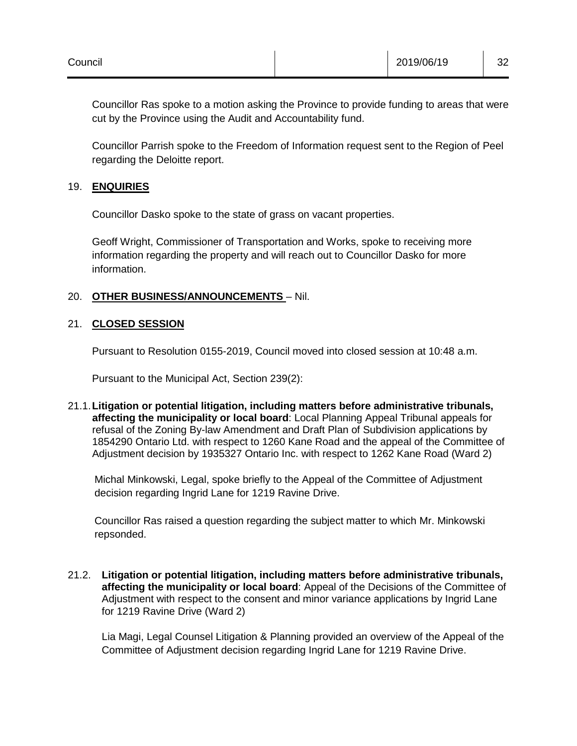Councillor Ras spoke to a motion asking the Province to provide funding to areas that were cut by the Province using the Audit and Accountability fund.

Councillor Parrish spoke to the Freedom of Information request sent to the Region of Peel regarding the Deloitte report.

## 19. **ENQUIRIES**

Councillor Dasko spoke to the state of grass on vacant properties.

Geoff Wright, Commissioner of Transportation and Works, spoke to receiving more information regarding the property and will reach out to Councillor Dasko for more information.

## 20. **OTHER BUSINESS/ANNOUNCEMENTS** – Nil.

## 21. **CLOSED SESSION**

Pursuant to Resolution 0155-2019, Council moved into closed session at 10:48 a.m.

Pursuant to the Municipal Act, Section 239(2):

21.1. **Litigation or potential litigation, including matters before administrative tribunals, affecting the municipality or local board**: Local Planning Appeal Tribunal appeals for refusal of the Zoning By-law Amendment and Draft Plan of Subdivision applications by 1854290 Ontario Ltd. with respect to 1260 Kane Road and the appeal of the Committee of Adjustment decision by 1935327 Ontario Inc. with respect to 1262 Kane Road (Ward 2)

Michal Minkowski, Legal, spoke briefly to the Appeal of the Committee of Adjustment decision regarding Ingrid Lane for 1219 Ravine Drive.

Councillor Ras raised a question regarding the subject matter to which Mr. Minkowski repsonded.

21.2. **Litigation or potential litigation, including matters before administrative tribunals, affecting the municipality or local board**: Appeal of the Decisions of the Committee of Adjustment with respect to the consent and minor variance applications by Ingrid Lane for 1219 Ravine Drive (Ward 2)

Lia Magi, Legal Counsel Litigation & Planning provided an overview of the Appeal of the Committee of Adjustment decision regarding Ingrid Lane for 1219 Ravine Drive.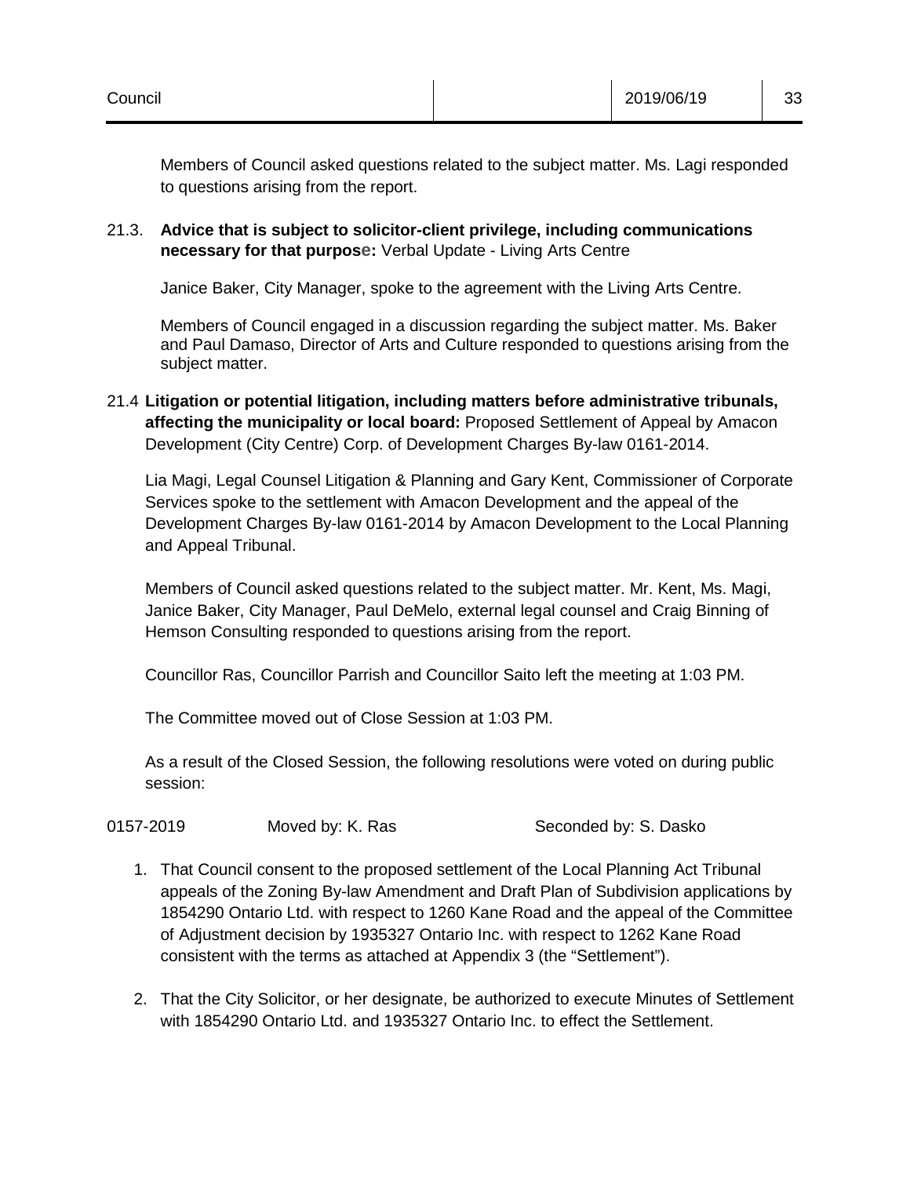Members of Council asked questions related to the subject matter. Ms. Lagi responded to questions arising from the report.

21.3. **Advice that is subject to solicitor-client privilege, including communications necessary for that purpose:** Verbal Update - Living Arts Centre

Janice Baker, City Manager, spoke to the agreement with the Living Arts Centre.

Members of Council engaged in a discussion regarding the subject matter. Ms. Baker and Paul Damaso, Director of Arts and Culture responded to questions arising from the subject matter.

21.4 **Litigation or potential litigation, including matters before administrative tribunals, affecting the municipality or local board:** Proposed Settlement of Appeal by Amacon Development (City Centre) Corp. of Development Charges By-law 0161-2014.

Lia Magi, Legal Counsel Litigation & Planning and Gary Kent, Commissioner of Corporate Services spoke to the settlement with Amacon Development and the appeal of the Development Charges By-law 0161-2014 by Amacon Development to the Local Planning and Appeal Tribunal.

Members of Council asked questions related to the subject matter. Mr. Kent, Ms. Magi, Janice Baker, City Manager, Paul DeMelo, external legal counsel and Craig Binning of Hemson Consulting responded to questions arising from the report.

Councillor Ras, Councillor Parrish and Councillor Saito left the meeting at 1:03 PM.

The Committee moved out of Close Session at 1:03 PM.

As a result of the Closed Session, the following resolutions were voted on during public session:

0157-2019 Moved by: K. Ras Seconded by: S. Dasko

1. That Council consent to the proposed settlement of the Local Planning Act Tribunal appeals of the Zoning By-law Amendment and Draft Plan of Subdivision applications by 1854290 Ontario Ltd. with respect to 1260 Kane Road and the appeal of the Committee of Adjustment decision by 1935327 Ontario Inc. with respect to 1262 Kane Road consistent with the terms as attached at Appendix 3 (the "Settlement").

2. That the City Solicitor, or her designate, be authorized to execute Minutes of Settlement with 1854290 Ontario Ltd. and 1935327 Ontario Inc. to effect the Settlement.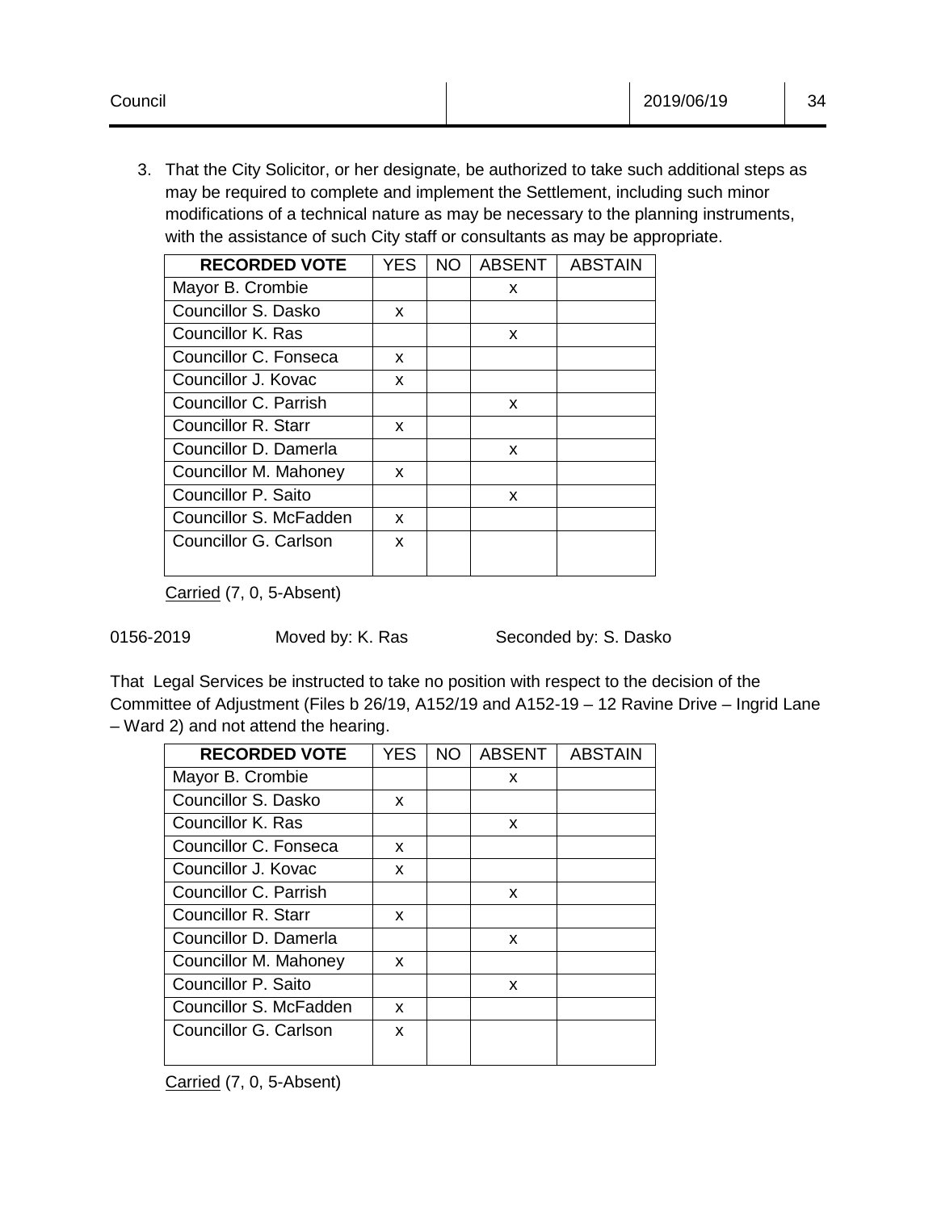3. That the City Solicitor, or her designate, be authorized to take such additional steps as may be required to complete and implement the Settlement, including such minor modifications of a technical nature as may be necessary to the planning instruments, with the assistance of such City staff or consultants as may be appropriate.

| RECORDED VOTE | YES | NO | ABSENT | ABSTAIN |
|---|---|---|---|---|
| Mayor B. Crombie | | | x | |
| Councillor S. Dasko | x | | | |
| Councillor K. Ras | | | x | |
| Councillor C. Fonseca | x | | | |
| Councillor J. Kovac | x | | | |
| Councillor C. Parrish | | | x | |
| Councillor R. Starr | x | | | |
| Councillor D. Damerla | | | x | |
| Councillor M. Mahoney | x | | | |
| Councillor P. Saito | | | x | |
| Councillor S. McFadden | x | | | |
| Councillor G. Carlson | x | | | |

Carried (7, 0, 5-Absent)

0156-2019 Moved by: K. Ras Seconded by: S. Dasko

That Legal Services be instructed to take no position with respect to the decision of the Committee of Adjustment (Files b 26/19, A152/19 and A152-19 – 12 Ravine Drive – Ingrid Lane – Ward 2) and not attend the hearing.

| RECORDED VOTE | YES | NO | ABSENT | ABSTAIN |
|---|---|---|---|---|
| Mayor B. Crombie | | | x | |
| Councillor S. Dasko | x | | | |
| Councillor K. Ras | | | x | |
| Councillor C. Fonseca | x | | | |
| Councillor J. Kovac | x | | | |
| Councillor C. Parrish | | | x | |
| Councillor R. Starr | x | | | |
| Councillor D. Damerla | | | x | |
| Councillor M. Mahoney | x | | | |
| Councillor P. Saito | | | x | |
| Councillor S. McFadden | x | | | |
| Councillor G. Carlson | x | | | |

Carried (7, 0, 5-Absent)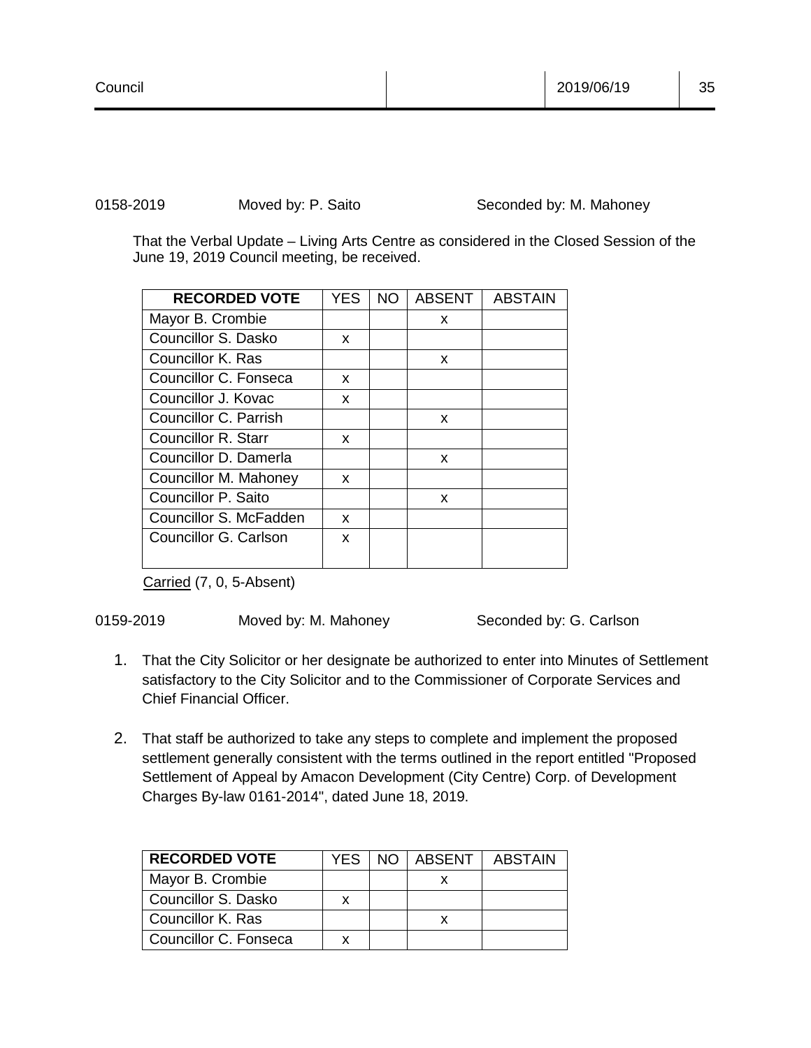0158-2019 Moved by: P. Saito Seconded by: M. Mahoney

That the Verbal Update – Living Arts Centre as considered in the Closed Session of the June 19, 2019 Council meeting, be received.

| RECORDED VOTE | YES | NO | ABSENT | ABSTAIN |
|---|---|---|---|---|
| Mayor B. Crombie | | | x | |
| Councillor S. Dasko | x | | | |
| Councillor K. Ras | | | x | |
| Councillor C. Fonseca | x | | | |
| Councillor J. Kovac | x | | | |
| Councillor C. Parrish | | | x | |
| Councillor R. Starr | x | | | |
| Councillor D. Damerla | | | x | |
| Councillor M. Mahoney | x | | | |
| Councillor P. Saito | | | x | |
| Councillor S. McFadden | x | | | |
| Councillor G. Carlson | x | | | |

Carried (7, 0, 5-Absent)

0159-2019 Moved by: M. Mahoney Seconded by: G. Carlson

1. That the City Solicitor or her designate be authorized to enter into Minutes of Settlement satisfactory to the City Solicitor and to the Commissioner of Corporate Services and Chief Financial Officer.

2. That staff be authorized to take any steps to complete and implement the proposed settlement generally consistent with the terms outlined in the report entitled "Proposed Settlement of Appeal by Amacon Development (City Centre) Corp. of Development Charges By-law 0161-2014", dated June 18, 2019.

| RECORDED VOTE | YES | NO | ABSENT | ABSTAIN |
|---|---|---|---|---|
| Mayor B. Crombie | | | x | |
| Councillor S. Dasko | x | | | |
| Councillor K. Ras | | | x | |
| Councillor C. Fonseca | x | | | |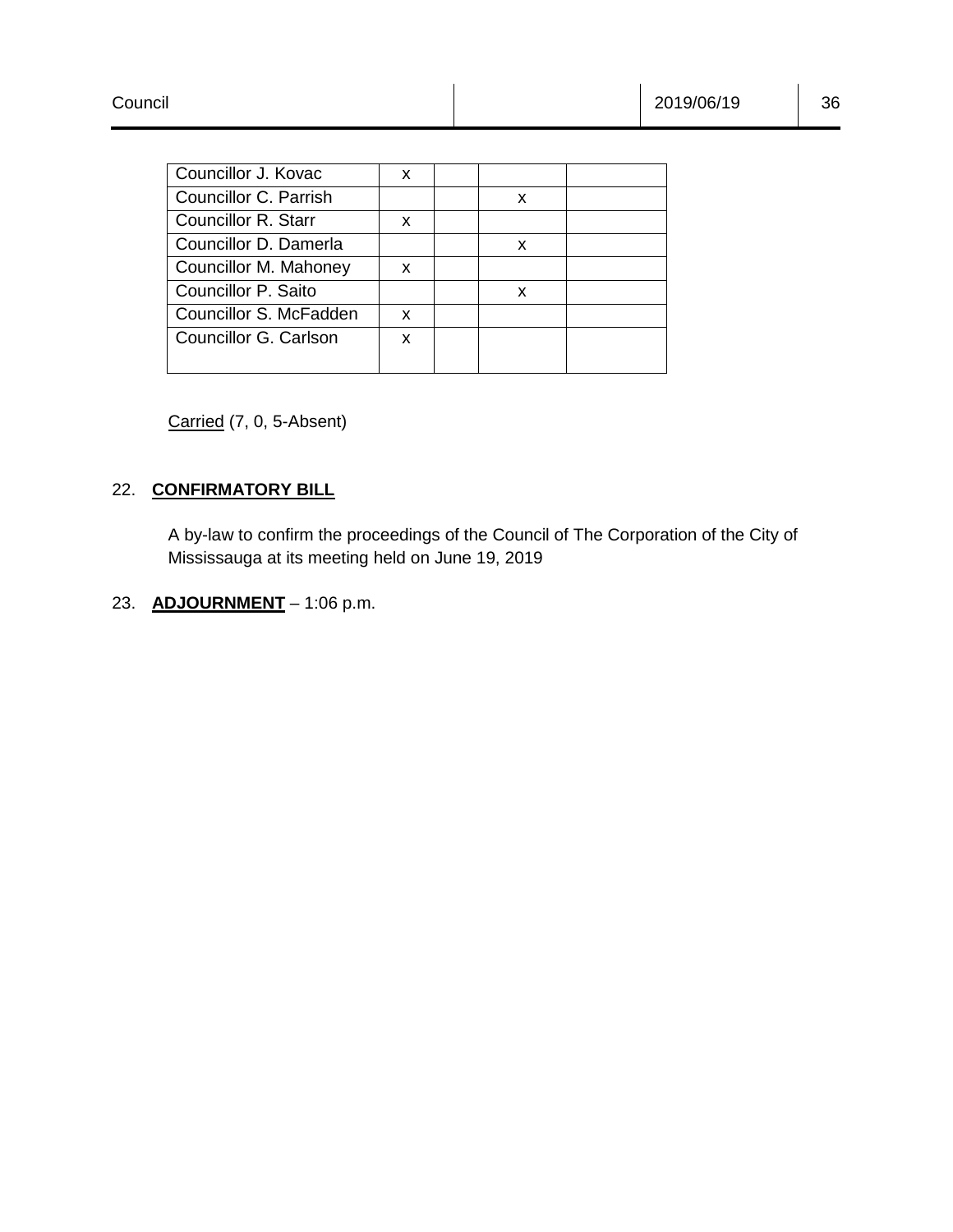| | | | | |
|---|---|---|---|---|
| Councillor J. Kovac | x | | | |
| Councillor C. Parrish | | | x | |
| Councillor R. Starr | x | | | |
| Councillor D. Damerla | | | x | |
| Councillor M. Mahoney | x | | | |
| Councillor P. Saito | | | x | |
| Councillor S. McFadden | x | | | |
| Councillor G. Carlson | x | | | |

Carried (7, 0, 5-Absent)

22. **CONFIRMATORY BILL**

A by-law to confirm the proceedings of the Council of The Corporation of the City of Mississauga at its meeting held on June 19, 2019

23. **ADJOURNMENT** – 1:06 p.m.